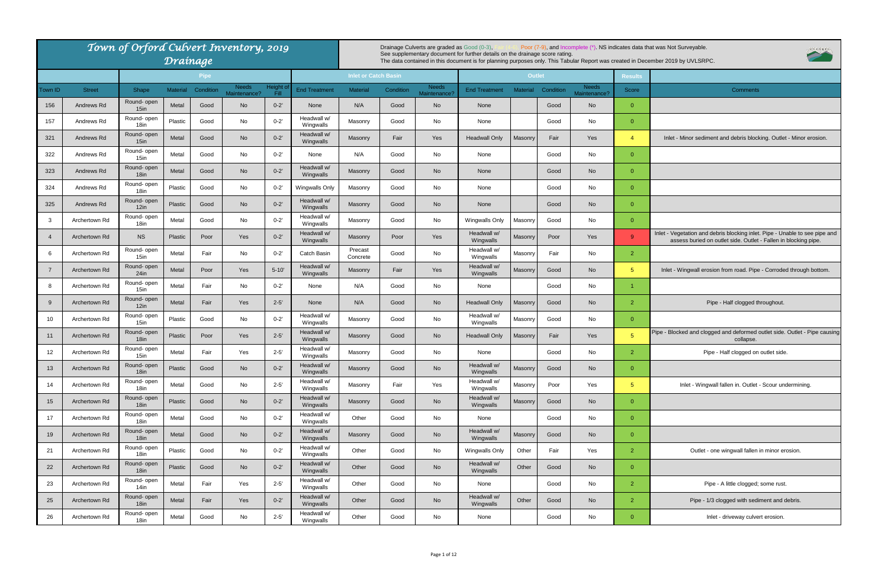# Town of Orford Culvert Inventory, 2019 Drainage

Drainage Culverts are graded as Good (0-3), Fair (4-6), Poor (7-9), and Incomplete (*). NS indicates data that was Not Surveyable.
See supplementary document for further details on the drainage score rating.
The data contained in this document is for planning purposes only. This Tabular Report was created in December 2019 by UVLSRPC.

| | | Pipe | | | | | Inlet or Catch Basin | | | | Outlet | | | | Results | |
|---|---|---|---|---|---|---|---|---|---|---|---|---|---|---|---|---|
| Town ID | Street | Shape | Material | Condition | Needs Maintenance? | Height of Fill | End Treatment | Material | Condition | Needs Maintenance? | End Treatment | Material | Condition | Needs Maintenance? | Score | Comments |
| 156 | Andrews Rd | Round- open 15in | Metal | Good | No | 0-2' | None | N/A | Good | No | None | | Good | No | 0 | |
| 157 | Andrews Rd | Round- open 18in | Plastic | Good | No | 0-2' | Headwall w/ Wingwalls | Masonry | Good | No | None | | Good | No | 0 | |
| 321 | Andrews Rd | Round- open 15in | Metal | Good | No | 0-2' | Headwall w/ Wingwalls | Masonry | Fair | Yes | Headwall Only | Masonry | Fair | Yes | 4 | Inlet - Minor sediment and debris blocking. Outlet - Minor erosion. |
| 322 | Andrews Rd | Round- open 15in | Metal | Good | No | 0-2' | None | N/A | Good | No | None | | Good | No | 0 | |
| 323 | Andrews Rd | Round- open 18in | Metal | Good | No | 0-2' | Headwall w/ Wingwalls | Masonry | Good | No | None | | Good | No | 0 | |
| 324 | Andrews Rd | Round- open 18in | Plastic | Good | No | 0-2' | Wingwalls Only | Masonry | Good | No | None | | Good | No | 0 | |
| 325 | Andrews Rd | Round- open 12in | Plastic | Good | No | 0-2' | Headwall w/ Wingwalls | Masonry | Good | No | None | | Good | No | 0 | |
| 3 | Archertown Rd | Round- open 18in | Metal | Good | No | 0-2' | Headwall w/ Wingwalls | Masonry | Good | No | Wingwalls Only | Masonry | Good | No | 0 | |
| 4 | Archertown Rd | NS | Plastic | Poor | Yes | 0-2' | Headwall w/ Wingwalls | Masonry | Poor | Yes | Headwall w/ Wingwalls | Masonry | Poor | Yes | 9 | Inlet - Vegetation and debris blocking inlet. Pipe - Unable to see pipe and assess buried on outlet side. Outlet - Fallen in blocking pipe. |
| 6 | Archertown Rd | Round- open 15in | Metal | Fair | No | 0-2' | Catch Basin | Precast Concrete | Good | No | Headwall w/ Wingwalls | Masonry | Fair | No | 2 | |
| 7 | Archertown Rd | Round- open 24in | Metal | Poor | Yes | 5-10' | Headwall w/ Wingwalls | Masonry | Fair | Yes | Headwall w/ Wingwalls | Masonry | Good | No | 5 | Inlet - Wingwall erosion from road. Pipe - Corroded through bottom. |
| 8 | Archertown Rd | Round- open 15in | Metal | Fair | No | 0-2' | None | N/A | Good | No | None | | Good | No | 1 | |
| 9 | Archertown Rd | Round- open 12in | Metal | Fair | Yes | 2-5' | None | N/A | Good | No | Headwall Only | Masonry | Good | No | 2 | Pipe - Half clogged throughout. |
| 10 | Archertown Rd | Round- open 15in | Plastic | Good | No | 0-2' | Headwall w/ Wingwalls | Masonry | Good | No | Headwall w/ Wingwalls | Masonry | Good | No | 0 | |
| 11 | Archertown Rd | Round- open 18in | Plastic | Poor | Yes | 2-5' | Headwall w/ Wingwalls | Masonry | Good | No | Headwall Only | Masonry | Fair | Yes | 5 | Pipe - Blocked and clogged and deformed outlet side. Outlet - Pipe causing collapse. |
| 12 | Archertown Rd | Round- open 15in | Metal | Fair | Yes | 2-5' | Headwall w/ Wingwalls | Masonry | Good | No | None | | Good | No | 2 | Pipe - Half clogged on outlet side. |
| 13 | Archertown Rd | Round- open 18in | Plastic | Good | No | 0-2' | Headwall w/ Wingwalls | Masonry | Good | No | Headwall w/ Wingwalls | Masonry | Good | No | 0 | |
| 14 | Archertown Rd | Round- open 18in | Metal | Good | No | 2-5' | Headwall w/ Wingwalls | Masonry | Fair | Yes | Headwall w/ Wingwalls | Masonry | Poor | Yes | 5 | Inlet - Wingwall fallen in. Outlet - Scour undermining. |
| 15 | Archertown Rd | Round- open 18in | Plastic | Good | No | 0-2' | Headwall w/ Wingwalls | Masonry | Good | No | Headwall w/ Wingwalls | Masonry | Good | No | 0 | |
| 17 | Archertown Rd | Round- open 18in | Metal | Good | No | 0-2' | Headwall w/ Wingwalls | Other | Good | No | None | | Good | No | 0 | |
| 19 | Archertown Rd | Round- open 18in | Metal | Good | No | 0-2' | Headwall w/ Wingwalls | Masonry | Good | No | Headwall w/ Wingwalls | Masonry | Good | No | 0 | |
| 21 | Archertown Rd | Round- open 18in | Plastic | Good | No | 0-2' | Headwall w/ Wingwalls | Other | Good | No | Wingwalls Only | Other | Fair | Yes | 2 | Outlet - one wingwall fallen in minor erosion. |
| 22 | Archertown Rd | Round- open 18in | Plastic | Good | No | 0-2' | Headwall w/ Wingwalls | Other | Good | No | Headwall w/ Wingwalls | Other | Good | No | 0 | |
| 23 | Archertown Rd | Round- open 14in | Metal | Fair | Yes | 2-5' | Headwall w/ Wingwalls | Other | Good | No | None | | Good | No | 2 | Pipe - A little clogged; some rust. |
| 25 | Archertown Rd | Round- open 18in | Metal | Fair | Yes | 0-2' | Headwall w/ Wingwalls | Other | Good | No | Headwall w/ Wingwalls | Other | Good | No | 2 | Pipe - 1/3 clogged with sediment and debris. |
| 26 | Archertown Rd | Round- open 18in | Metal | Good | No | 2-5' | Headwall w/ Wingwalls | Other | Good | No | None | | Good | No | 0 | Inlet - driveway culvert erosion. |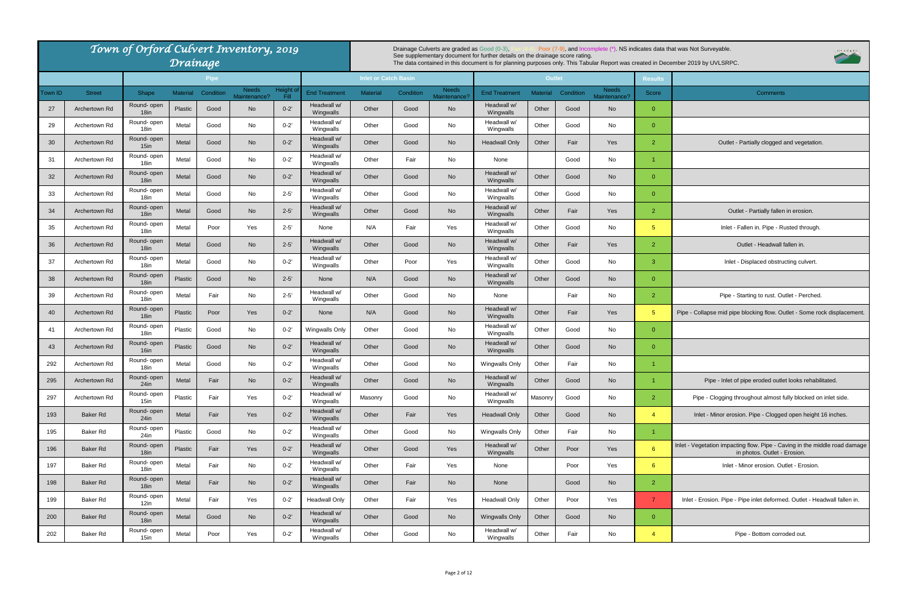# Town of Orford Culvert Inventory, 2019 Drainage

Drainage Culverts are graded as Good (0-3), Fair (4-6), Poor (7-9), and Incomplete (*). NS indicates data that was Not Surveyable.
See supplementary document for further details on the drainage score rating.
The data contained in this document is for planning purposes only. This Tabular Report was created in December 2019 by UVLSRPC.

| | | Pipe | | | | | Inlet or Catch Basin | | | | Outlet | | | | Results | |
|---|---|---|---|---|---|---|---|---|---|---|---|---|---|---|---|---|
| Town ID | Street | Shape | Material | Condition | Needs Maintenance? | Height of Fill | End Treatment | Material | Condition | Needs Maintenance? | End Treatment | Material | Condition | Needs Maintenance? | Score | Comments |
| 27 | Archertown Rd | Round- open 18in | Plastic | Good | No | 0-2' | Headwall w/ Wingwalls | Other | Good | No | Headwall w/ Wingwalls | Other | Good | No | 0 | |
| 29 | Archertown Rd | Round- open 18in | Metal | Good | No | 0-2' | Headwall w/ Wingwalls | Other | Good | No | Headwall w/ Wingwalls | Other | Good | No | 0 | |
| 30 | Archertown Rd | Round- open 15in | Metal | Good | No | 0-2' | Headwall w/ Wingwalls | Other | Good | No | Headwall Only | Other | Fair | Yes | 2 | Outlet - Partially clogged and vegetation. |
| 31 | Archertown Rd | Round- open 18in | Metal | Good | No | 0-2' | Headwall w/ Wingwalls | Other | Fair | No | None | | Good | No | 1 | |
| 32 | Archertown Rd | Round- open 18in | Metal | Good | No | 0-2' | Headwall w/ Wingwalls | Other | Good | No | Headwall w/ Wingwalls | Other | Good | No | 0 | |
| 33 | Archertown Rd | Round- open 18in | Metal | Good | No | 2-5' | Headwall w/ Wingwalls | Other | Good | No | Headwall w/ Wingwalls | Other | Good | No | 0 | |
| 34 | Archertown Rd | Round- open 18in | Metal | Good | No | 2-5' | Headwall w/ Wingwalls | Other | Good | No | Headwall w/ Wingwalls | Other | Fair | Yes | 2 | Outlet - Partially fallen in erosion. |
| 35 | Archertown Rd | Round- open 18in | Metal | Poor | Yes | 2-5' | None | N/A | Fair | Yes | Headwall w/ Wingwalls | Other | Good | No | 5 | Inlet - Fallen in. Pipe - Rusted through. |
| 36 | Archertown Rd | Round- open 18in | Metal | Good | No | 2-5' | Headwall w/ Wingwalls | Other | Good | No | Headwall w/ Wingwalls | Other | Fair | Yes | 2 | Outlet - Headwall fallen in. |
| 37 | Archertown Rd | Round- open 18in | Metal | Good | No | 0-2' | Headwall w/ Wingwalls | Other | Poor | Yes | Headwall w/ Wingwalls | Other | Good | No | 3 | Inlet - Displaced obstructing culvert. |
| 38 | Archertown Rd | Round- open 18in | Plastic | Good | No | 2-5' | None | N/A | Good | No | Headwall w/ Wingwalls | Other | Good | No | 0 | |
| 39 | Archertown Rd | Round- open 18in | Metal | Fair | No | 2-5' | Headwall w/ Wingwalls | Other | Good | No | None | | Fair | No | 2 | Pipe - Starting to rust. Outlet - Perched. |
| 40 | Archertown Rd | Round- open 18in | Plastic | Poor | Yes | 0-2' | None | N/A | Good | No | Headwall w/ Wingwalls | Other | Fair | Yes | 5 | Pipe - Collapse mid pipe blocking flow. Outlet - Some rock displacement. |
| 41 | Archertown Rd | Round- open 18in | Plastic | Good | No | 0-2' | Wingwalls Only | Other | Good | No | Headwall w/ Wingwalls | Other | Good | No | 0 | |
| 43 | Archertown Rd | Round- open 16in | Plastic | Good | No | 0-2' | Headwall w/ Wingwalls | Other | Good | No | Headwall w/ Wingwalls | Other | Good | No | 0 | |
| 292 | Archertown Rd | Round- open 18in | Metal | Good | No | 0-2' | Headwall w/ Wingwalls | Other | Good | No | Wingwalls Only | Other | Fair | No | 1 | |
| 295 | Archertown Rd | Round- open 24in | Metal | Fair | No | 0-2' | Headwall w/ Wingwalls | Other | Good | No | Headwall w/ Wingwalls | Other | Good | No | 1 | Pipe - Inlet of pipe eroded outlet looks rehabilitated. |
| 297 | Archertown Rd | Round- open 15in | Plastic | Fair | Yes | 0-2' | Headwall w/ Wingwalls | Masonry | Good | No | Headwall w/ Wingwalls | Masonry | Good | No | 2 | Pipe - Clogging throughout almost fully blocked on inlet side. |
| 193 | Baker Rd | Round- open 24in | Metal | Fair | Yes | 0-2' | Headwall w/ Wingwalls | Other | Fair | Yes | Headwall Only | Other | Good | No | 4 | Inlet - Minor erosion. Pipe - Clogged open height 16 inches. |
| 195 | Baker Rd | Round- open 24in | Plastic | Good | No | 0-2' | Headwall w/ Wingwalls | Other | Good | No | Wingwalls Only | Other | Fair | No | 1 | |
| 196 | Baker Rd | Round- open 18in | Plastic | Fair | Yes | 0-2' | Headwall w/ Wingwalls | Other | Good | Yes | Headwall w/ Wingwalls | Other | Poor | Yes | 6 | Inlet - Vegetation impacting flow. Pipe - Caving in the middle road damage in photos. Outlet - Erosion. |
| 197 | Baker Rd | Round- open 18in | Metal | Fair | No | 0-2' | Headwall w/ Wingwalls | Other | Fair | Yes | None | | Poor | Yes | 6 | Inlet - Minor erosion. Outlet - Erosion. |
| 198 | Baker Rd | Round- open 18in | Metal | Fair | No | 0-2' | Headwall w/ Wingwalls | Other | Fair | No | None | | Good | No | 2 | |
| 199 | Baker Rd | Round- open 12in | Metal | Fair | Yes | 0-2' | Headwall Only | Other | Fair | Yes | Headwall Only | Other | Poor | Yes | 7 | Inlet - Erosion. Pipe - Pipe inlet deformed. Outlet - Headwall fallen in. |
| 200 | Baker Rd | Round- open 18in | Metal | Good | No | 0-2' | Headwall w/ Wingwalls | Other | Good | No | Wingwalls Only | Other | Good | No | 0 | |
| 202 | Baker Rd | Round- open 15in | Metal | Poor | Yes | 0-2' | Headwall w/ Wingwalls | Other | Good | No | Headwall w/ Wingwalls | Other | Fair | No | 4 | Pipe - Bottom corroded out. |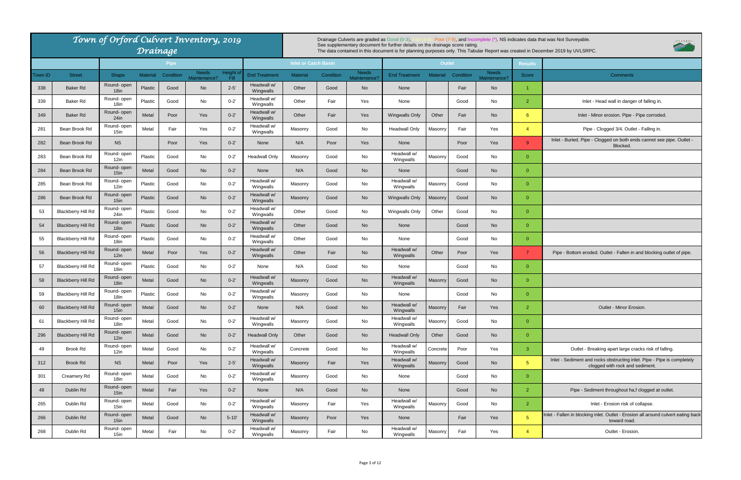# Town of Orford Culvert Inventory, 2019

## Drainage

Drainage Culverts are graded as Good (0-3), Fair (4-6), Poor (7-9), and Incomplete (*). NS indicates data that was Not Surveyable.
See supplementary document for further details on the drainage score rating.
The data contained in this document is for planning purposes only. This Tabular Report was created in December 2019 by UVLSRPC.

| | | Pipe | | | | | Inlet or Catch Basin | | | | Outlet | | | | Results | |
|---|---|---|---|---|---|---|---|---|---|---|---|---|---|---|---|---|
| Town ID | Street | Shape | Material | Condition | Needs Maintenance? | Height of Fill | End Treatment | Material | Condition | Needs Maintenance? | End Treatment | Material | Condition | Needs Maintenance? | Score | Comments |
| 338 | Baker Rd | Round- open 18in | Plastic | Good | No | 2-5' | Headwall w/ Wingwalls | Other | Good | No | None | | Fair | No | 1 | |
| 339 | Baker Rd | Round- open 18in | Plastic | Good | No | 0-2' | Headwall w/ Wingwalls | Other | Fair | Yes | None | | Good | No | 2 | Inlet - Head wall in danger of falling in. |
| 349 | Baker Rd | Round- open 24in | Metal | Poor | Yes | 0-2' | Headwall w/ Wingwalls | Other | Fair | Yes | Wingwalls Only | Other | Fair | No | 6 | Inlet - Minor erosion. Pipe - Pipe corroded. |
| 281 | Bean Brook Rd | Round- open 15in | Metal | Fair | Yes | 0-2' | Headwall w/ Wingwalls | Masonry | Good | No | Headwall Only | Masonry | Fair | Yes | 4 | Pipe - Clogged 3/4. Outlet - Falling in. |
| 282 | Bean Brook Rd | NS | | Poor | Yes | 0-2' | None | N/A | Poor | Yes | None | | Poor | Yes | 9 | Inlet - Buried. Pipe - Clogged on both ends cannot see pipe. Outlet - Blocked. |
| 283 | Bean Brook Rd | Round- open 12in | Plastic | Good | No | 0-2' | Headwall Only | Masonry | Good | No | Headwall w/ Wingwalls | Masonry | Good | No | 0 | |
| 284 | Bean Brook Rd | Round- open 15in | Metal | Good | No | 0-2' | None | N/A | Good | No | None | | Good | No | 0 | |
| 285 | Bean Brook Rd | Round- open 12in | Plastic | Good | No | 0-2' | Headwall w/ Wingwalls | Masonry | Good | No | Headwall w/ Wingwalls | Masonry | Good | No | 0 | |
| 286 | Bean Brook Rd | Round- open 15in | Plastic | Good | No | 0-2' | Headwall w/ Wingwalls | Masonry | Good | No | Wingwalls Only | Masonry | Good | No | 0 | |
| 53 | Blackberry Hill Rd | Round- open 24in | Plastic | Good | No | 0-2' | Headwall w/ Wingwalls | Other | Good | No | Wingwalls Only | Other | Good | No | 0 | |
| 54 | Blackberry Hill Rd | Round- open 18in | Plastic | Good | No | 0-2' | Headwall w/ Wingwalls | Other | Good | No | None | | Good | No | 0 | |
| 55 | Blackberry Hill Rd | Round- open 18in | Plastic | Good | No | 0-2' | Headwall w/ Wingwalls | Other | Good | No | None | | Good | No | 0 | |
| 56 | Blackberry Hill Rd | Round- open 12in | Metal | Poor | Yes | 0-2' | Headwall w/ Wingwalls | Other | Fair | No | Headwall w/ Wingwalls | Other | Poor | Yes | 7 | Pipe - Bottom eroded. Outlet - Fallen in and blocking outlet of pipe. |
| 57 | Blackberry Hill Rd | Round- open 18in | Plastic | Good | No | 0-2' | None | N/A | Good | No | None | | Good | No | 0 | |
| 58 | Blackberry Hill Rd | Round- open 18in | Metal | Good | No | 0-2' | Headwall w/ Wingwalls | Masonry | Good | No | Headwall w/ Wingwalls | Masonry | Good | No | 0 | |
| 59 | Blackberry Hill Rd | Round- open 18in | Plastic | Good | No | 0-2' | Headwall w/ Wingwalls | Masonry | Good | No | None | | Good | No | 0 | |
| 60 | Blackberry Hill Rd | Round- open 15in | Metal | Good | No | 0-2' | None | N/A | Good | No | Headwall w/ Wingwalls | Masonry | Fair | Yes | 2 | Outlet - Minor Erosion. |
| 61 | Blackberry Hill Rd | Round- open 18in | Metal | Good | No | 0-2' | Headwall w/ Wingwalls | Masonry | Good | No | Headwall w/ Wingwalls | Masonry | Good | No | 0 | |
| 296 | Blackberry Hill Rd | Round- open 12in | Metal | Good | No | 0-2' | Headwall Only | Other | Good | No | Headwall Only | Other | Good | No | 0 | |
| 49 | Brook Rd | Round- open 12in | Metal | Good | No | 0-2' | Headwall w/ Wingwalls | Concrete | Good | No | Headwall w/ Wingwalls | Concrete | Poor | Yes | 3 | Outlet - Breaking apart large cracks risk of falling. |
| 312 | Brook Rd | NS | Metal | Poor | Yes | 2-5' | Headwall w/ Wingwalls | Masonry | Fair | Yes | Headwall w/ Wingwalls | Masonry | Good | No | 5 | Inlet - Sediment and rocks obstructing inlet. Pipe - Pipe is completely clogged with rock and sediment. |
| 301 | Creamery Rd | Round- open 18in | Metal | Good | No | 0-2' | Headwall w/ Wingwalls | Masonry | Good | No | None | | Good | No | 0 | |
| 48 | Dublin Rd | Round- open 15in | Metal | Fair | Yes | 0-2' | None | N/A | Good | No | None | | Good | No | 2 | Pipe - Sediment throughout ha,f clogged at outlet. |
| 265 | Dublin Rd | Round- open 15in | Metal | Good | No | 0-2' | Headwall w/ Wingwalls | Masonry | Fair | Yes | Headwall w/ Wingwalls | Masonry | Good | No | 2 | Inlet - Erosion risk of collapse. |
| 266 | Dublin Rd | Round- open 15in | Metal | Good | No | 5-10' | Headwall w/ Wingwalls | Masonry | Poor | Yes | None | | Fair | Yes | 5 | Inlet - Fallen in blocking inlet. Outlet - Erosion all around culvert eating back toward road. |
| 268 | Dublin Rd | Round- open 15in | Metal | Fair | No | 0-2' | Headwall w/ Wingwalls | Masonry | Fair | No | Headwall w/ Wingwalls | Masonry | Fair | Yes | 4 | Outlet - Erosion. |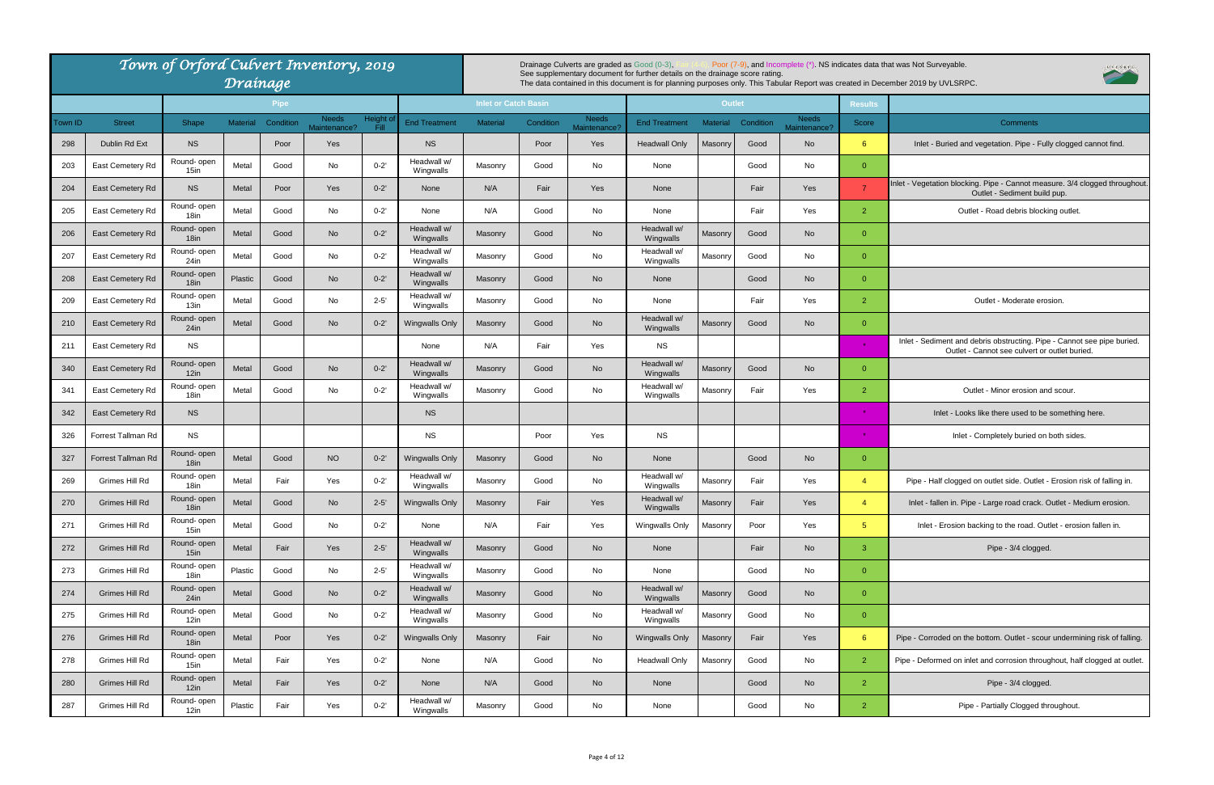# Town of Orford Culvert Inventory, 2019
## Drainage

Drainage Culverts are graded as Good (0-3), Fair (4-6), Poor (7-9), and Incomplete (*). NS indicates data that was Not Surveyable.
See supplementary document for further details on the drainage score rating.
The data contained in this document is for planning purposes only. This Tabular Report was created in December 2019 by UVLSRPC.

| | | Pipe | | | | | Inlet or Catch Basin | | | | Outlet | | | | Results | |
|---|---|---|---|---|---|---|---|---|---|---|---|---|---|---|---|---|
| Town ID | Street | Shape | Material | Condition | Needs Maintenance? | Height of Fill | End Treatment | Material | Condition | Needs Maintenance? | End Treatment | Material | Condition | Needs Maintenance? | Score | Comments |
| 298 | Dublin Rd Ext | NS | | Poor | Yes | | NS | | Poor | Yes | Headwall Only | Masonry | Good | No | 6 | Inlet - Buried and vegetation. Pipe - Fully clogged cannot find. |
| 203 | East Cemetery Rd | Round- open 15in | Metal | Good | No | 0-2' | Headwall w/ Wingwalls | Masonry | Good | No | None | | Good | No | 0 | |
| 204 | East Cemetery Rd | NS | Metal | Poor | Yes | 0-2' | None | N/A | Fair | Yes | None | | Fair | Yes | 7 | Inlet - Vegetation blocking. Pipe - Cannot measure. 3/4 clogged throughout. Outlet - Sediment build pup. |
| 205 | East Cemetery Rd | Round- open 18in | Metal | Good | No | 0-2' | None | N/A | Good | No | None | | Fair | Yes | 2 | Outlet - Road debris blocking outlet. |
| 206 | East Cemetery Rd | Round- open 18in | Metal | Good | No | 0-2' | Headwall w/ Wingwalls | Masonry | Good | No | Headwall w/ Wingwalls | Masonry | Good | No | 0 | |
| 207 | East Cemetery Rd | Round- open 24in | Metal | Good | No | 0-2' | Headwall w/ Wingwalls | Masonry | Good | No | Headwall w/ Wingwalls | Masonry | Good | No | 0 | |
| 208 | East Cemetery Rd | Round- open 18in | Plastic | Good | No | 0-2' | Headwall w/ Wingwalls | Masonry | Good | No | None | | Good | No | 0 | |
| 209 | East Cemetery Rd | Round- open 13in | Metal | Good | No | 2-5' | Headwall w/ Wingwalls | Masonry | Good | No | None | | Fair | Yes | 2 | Outlet - Moderate erosion. |
| 210 | East Cemetery Rd | Round- open 24in | Metal | Good | No | 0-2' | Wingwalls Only | Masonry | Good | No | Headwall w/ Wingwalls | Masonry | Good | No | 0 | |
| 211 | East Cemetery Rd | NS | | | | | None | N/A | Fair | Yes | NS | | | | * | Inlet - Sediment and debris obstructing. Pipe - Cannot see pipe buried. Outlet - Cannot see culvert or outlet buried. |
| 340 | East Cemetery Rd | Round- open 12in | Metal | Good | No | 0-2' | Headwall w/ Wingwalls | Masonry | Good | No | Headwall w/ Wingwalls | Masonry | Good | No | 0 | |
| 341 | East Cemetery Rd | Round- open 18in | Metal | Good | No | 0-2' | Headwall w/ Wingwalls | Masonry | Good | No | Headwall w/ Wingwalls | Masonry | Fair | Yes | 2 | Outlet - Minor erosion and scour. |
| 342 | East Cemetery Rd | NS | | | | | NS | | | | | | | | * | Inlet - Looks like there used to be something here. |
| 326 | Forrest Tallman Rd | NS | | | | | NS | | Poor | Yes | NS | | | | * | Inlet - Completely buried on both sides. |
| 327 | Forrest Tallman Rd | Round- open 18in | Metal | Good | NO | 0-2' | Wingwalls Only | Masonry | Good | No | None | | Good | No | 0 | |
| 269 | Grimes Hill Rd | Round- open 18in | Metal | Fair | Yes | 0-2' | Headwall w/ Wingwalls | Masonry | Good | No | Headwall w/ Wingwalls | Masonry | Fair | Yes | 4 | Pipe - Half clogged on outlet side. Outlet - Erosion risk of falling in. |
| 270 | Grimes Hill Rd | Round- open 18in | Metal | Good | No | 2-5' | Wingwalls Only | Masonry | Fair | Yes | Headwall w/ Wingwalls | Masonry | Fair | Yes | 4 | Inlet - fallen in. Pipe - Large road crack. Outlet - Medium erosion. |
| 271 | Grimes Hill Rd | Round- open 15in | Metal | Good | No | 0-2' | None | N/A | Fair | Yes | Wingwalls Only | Masonry | Poor | Yes | 5 | Inlet - Erosion backing to the road. Outlet - erosion fallen in. |
| 272 | Grimes Hill Rd | Round- open 15in | Metal | Fair | Yes | 2-5' | Headwall w/ Wingwalls | Masonry | Good | No | None | | Fair | No | 3 | Pipe - 3/4 clogged. |
| 273 | Grimes Hill Rd | Round- open 18in | Plastic | Good | No | 2-5' | Headwall w/ Wingwalls | Masonry | Good | No | None | | Good | No | 0 | |
| 274 | Grimes Hill Rd | Round- open 24in | Metal | Good | No | 0-2' | Headwall w/ Wingwalls | Masonry | Good | No | Headwall w/ Wingwalls | Masonry | Good | No | 0 | |
| 275 | Grimes Hill Rd | Round- open 12in | Metal | Good | No | 0-2' | Headwall w/ Wingwalls | Masonry | Good | No | Headwall w/ Wingwalls | Masonry | Good | No | 0 | |
| 276 | Grimes Hill Rd | Round- open 18in | Metal | Poor | Yes | 0-2' | Wingwalls Only | Masonry | Fair | No | Wingwalls Only | Masonry | Fair | Yes | 6 | Pipe - Corroded on the bottom. Outlet - scour undermining risk of falling. |
| 278 | Grimes Hill Rd | Round- open 15in | Metal | Fair | Yes | 0-2' | None | N/A | Good | No | Headwall Only | Masonry | Good | No | 2 | Pipe - Deformed on inlet and corrosion throughout, half clogged at outlet. |
| 280 | Grimes Hill Rd | Round- open 12in | Metal | Fair | Yes | 0-2' | None | N/A | Good | No | None | | Good | No | 2 | Pipe - 3/4 clogged. |
| 287 | Grimes Hill Rd | Round- open 12in | Plastic | Fair | Yes | 0-2' | Headwall w/ Wingwalls | Masonry | Good | No | None | | Good | No | 2 | Pipe - Partially Clogged throughout. |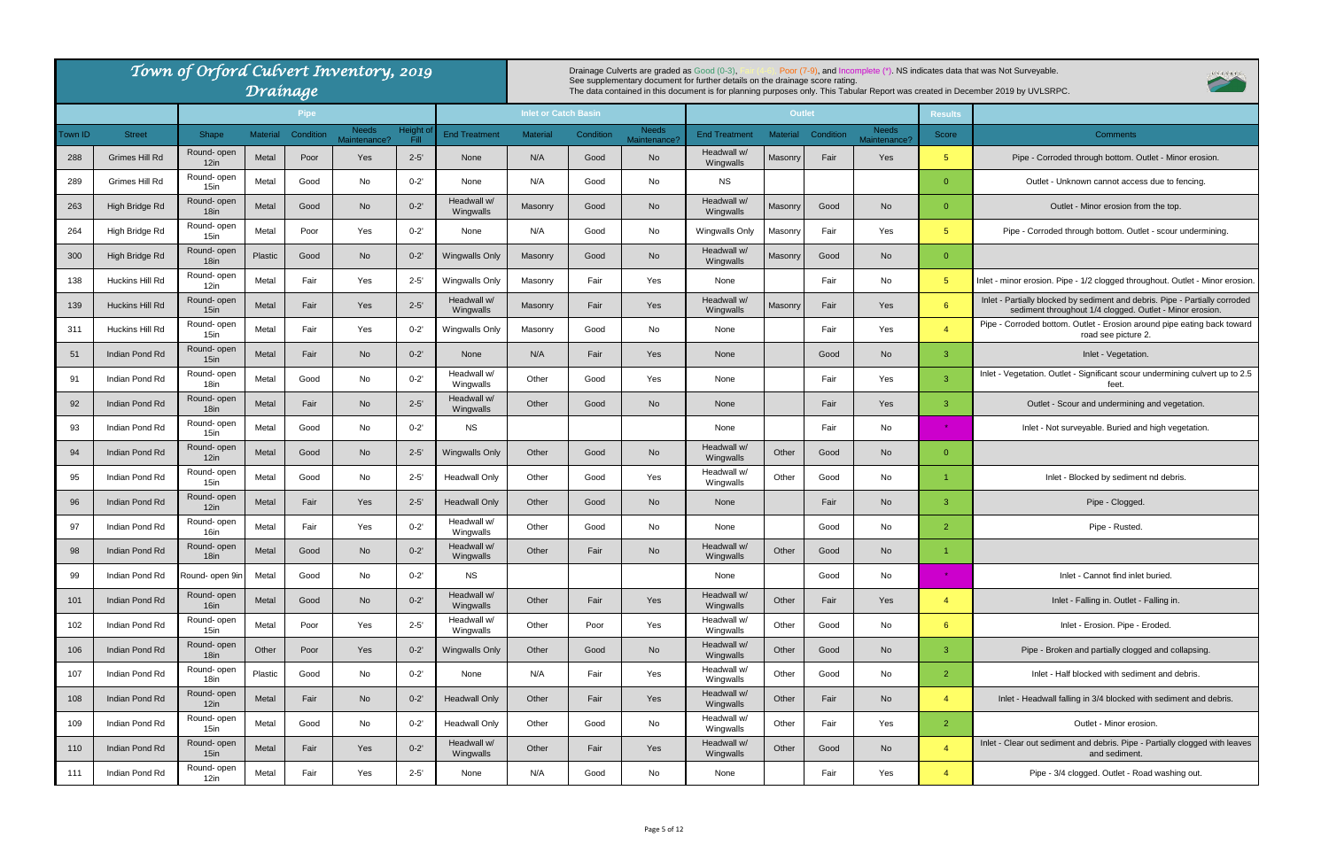# Town of Orford Culvert Inventory, 2019
## Drainage

Drainage Culverts are graded as Good (0-3), Fair (4-6), Poor (7-9), and Incomplete (*). NS indicates data that was Not Surveyable.
See supplementary document for further details on the drainage score rating.
The data contained in this document is for planning purposes only. This Tabular Report was created in December 2019 by UVLSRPC.

| | | Pipe | | | | | Inlet or Catch Basin | | | | Outlet | | | | Results | |
|---|---|---|---|---|---|---|---|---|---|---|---|---|---|---|---|---|
| Town ID | Street | Shape | Material | Condition | Needs Maintenance? | Height of Fill | End Treatment | Material | Condition | Needs Maintenance? | End Treatment | Material | Condition | Needs Maintenance? | Score | Comments |
| 288 | Grimes Hill Rd | Round- open 12in | Metal | Poor | Yes | 2-5' | None | N/A | Good | No | Headwall w/ Wingwalls | Masonry | Fair | Yes | 5 | Pipe - Corroded through bottom. Outlet - Minor erosion. |
| 289 | Grimes Hill Rd | Round- open 15in | Metal | Good | No | 0-2' | None | N/A | Good | No | NS | | | | 0 | Outlet - Unknown cannot access due to fencing. |
| 263 | High Bridge Rd | Round- open 18in | Metal | Good | No | 0-2' | Headwall w/ Wingwalls | Masonry | Good | No | Headwall w/ Wingwalls | Masonry | Good | No | 0 | Outlet - Minor erosion from the top. |
| 264 | High Bridge Rd | Round- open 15in | Metal | Poor | Yes | 0-2' | None | N/A | Good | No | Wingwalls Only | Masonry | Fair | Yes | 5 | Pipe - Corroded through bottom. Outlet - scour undermining. |
| 300 | High Bridge Rd | Round- open 18in | Plastic | Good | No | 0-2' | Wingwalls Only | Masonry | Good | No | Headwall w/ Wingwalls | Masonry | Good | No | 0 | |
| 138 | Huckins Hill Rd | Round- open 12in | Metal | Fair | Yes | 2-5' | Wingwalls Only | Masonry | Fair | Yes | None | | Fair | No | 5 | Inlet - minor erosion. Pipe - 1/2 clogged throughout. Outlet - Minor erosion. |
| 139 | Huckins Hill Rd | Round- open 15in | Metal | Fair | Yes | 2-5' | Headwall w/ Wingwalls | Masonry | Fair | Yes | Headwall w/ Wingwalls | Masonry | Fair | Yes | 6 | Inlet - Partially blocked by sediment and debris. Pipe - Partially corroded sediment throughout 1/4 clogged. Outlet - Minor erosion. |
| 311 | Huckins Hill Rd | Round- open 15in | Metal | Fair | Yes | 0-2' | Wingwalls Only | Masonry | Good | No | None | | Fair | Yes | 4 | Pipe - Corroded bottom. Outlet - Erosion around pipe eating back toward road see picture 2. |
| 51 | Indian Pond Rd | Round- open 15in | Metal | Fair | No | 0-2' | None | N/A | Fair | Yes | None | | Good | No | 3 | Inlet - Vegetation. |
| 91 | Indian Pond Rd | Round- open 18in | Metal | Good | No | 0-2' | Headwall w/ Wingwalls | Other | Good | Yes | None | | Fair | Yes | 3 | Inlet - Vegetation. Outlet - Significant scour undermining culvert up to 2.5 feet. |
| 92 | Indian Pond Rd | Round- open 18in | Metal | Fair | No | 2-5' | Headwall w/ Wingwalls | Other | Good | No | None | | Fair | Yes | 3 | Outlet - Scour and undermining and vegetation. |
| 93 | Indian Pond Rd | Round- open 15in | Metal | Good | No | 0-2' | NS | | | | None | | Fair | No | * | Inlet - Not surveyable. Buried and high vegetation. |
| 94 | Indian Pond Rd | Round- open 12in | Metal | Good | No | 2-5' | Wingwalls Only | Other | Good | No | Headwall w/ Wingwalls | Other | Good | No | 0 | |
| 95 | Indian Pond Rd | Round- open 15in | Metal | Good | No | 2-5' | Headwall Only | Other | Good | Yes | Headwall w/ Wingwalls | Other | Good | No | 1 | Inlet - Blocked by sediment nd debris. |
| 96 | Indian Pond Rd | Round- open 12in | Metal | Fair | Yes | 2-5' | Headwall Only | Other | Good | No | None | | Fair | Yes | 3 | Pipe - Clogged. |
| 97 | Indian Pond Rd | Round- open 16in | Metal | Fair | Yes | 0-2' | Headwall w/ Wingwalls | Other | Good | No | None | | Good | No | 2 | Pipe - Rusted. |
| 98 | Indian Pond Rd | Round- open 18in | Metal | Good | No | 0-2' | Headwall w/ Wingwalls | Other | Fair | No | Headwall w/ Wingwalls | Other | Good | No | 1 | |
| 99 | Indian Pond Rd | Round- open 9in | Metal | Good | No | 0-2' | NS | | | | None | | Good | No | * | Inlet - Cannot find inlet buried. |
| 101 | Indian Pond Rd | Round- open 16in | Metal | Good | No | 0-2' | Headwall w/ Wingwalls | Other | Fair | Yes | Headwall w/ Wingwalls | Other | Fair | Yes | 4 | Inlet - Falling in. Outlet - Falling in. |
| 102 | Indian Pond Rd | Round- open 15in | Metal | Poor | Yes | 2-5' | Headwall w/ Wingwalls | Other | Poor | Yes | Headwall w/ Wingwalls | Other | Good | No | 6 | Inlet - Erosion. Pipe - Eroded. |
| 106 | Indian Pond Rd | Round- open 18in | Other | Poor | Yes | 0-2' | Wingwalls Only | Other | Good | No | Headwall w/ Wingwalls | Other | Good | No | 3 | Pipe - Broken and partially clogged and collapsing. |
| 107 | Indian Pond Rd | Round- open 18in | Plastic | Good | No | 0-2' | None | N/A | Fair | Yes | Headwall w/ Wingwalls | Other | Good | No | 2 | Inlet - Half blocked with sediment and debris. |
| 108 | Indian Pond Rd | Round- open 12in | Metal | Fair | No | 0-2' | Headwall Only | Other | Fair | Yes | Headwall w/ Wingwalls | Other | Fair | No | 4 | Inlet - Headwall falling in 3/4 blocked with sediment and debris. |
| 109 | Indian Pond Rd | Round- open 15in | Metal | Good | No | 0-2' | Headwall Only | Other | Good | No | Headwall w/ Wingwalls | Other | Fair | Yes | 2 | Outlet - Minor erosion. |
| 110 | Indian Pond Rd | Round- open 15in | Metal | Fair | Yes | 0-2' | Headwall w/ Wingwalls | Other | Fair | Yes | Headwall w/ Wingwalls | Other | Good | No | 4 | Inlet - Clear out sediment and debris. Pipe - Partially clogged with leaves and sediment. |
| 111 | Indian Pond Rd | Round- open 12in | Metal | Fair | Yes | 2-5' | None | N/A | Good | No | None | | Fair | Yes | 4 | Pipe - 3/4 clogged. Outlet - Road washing out. |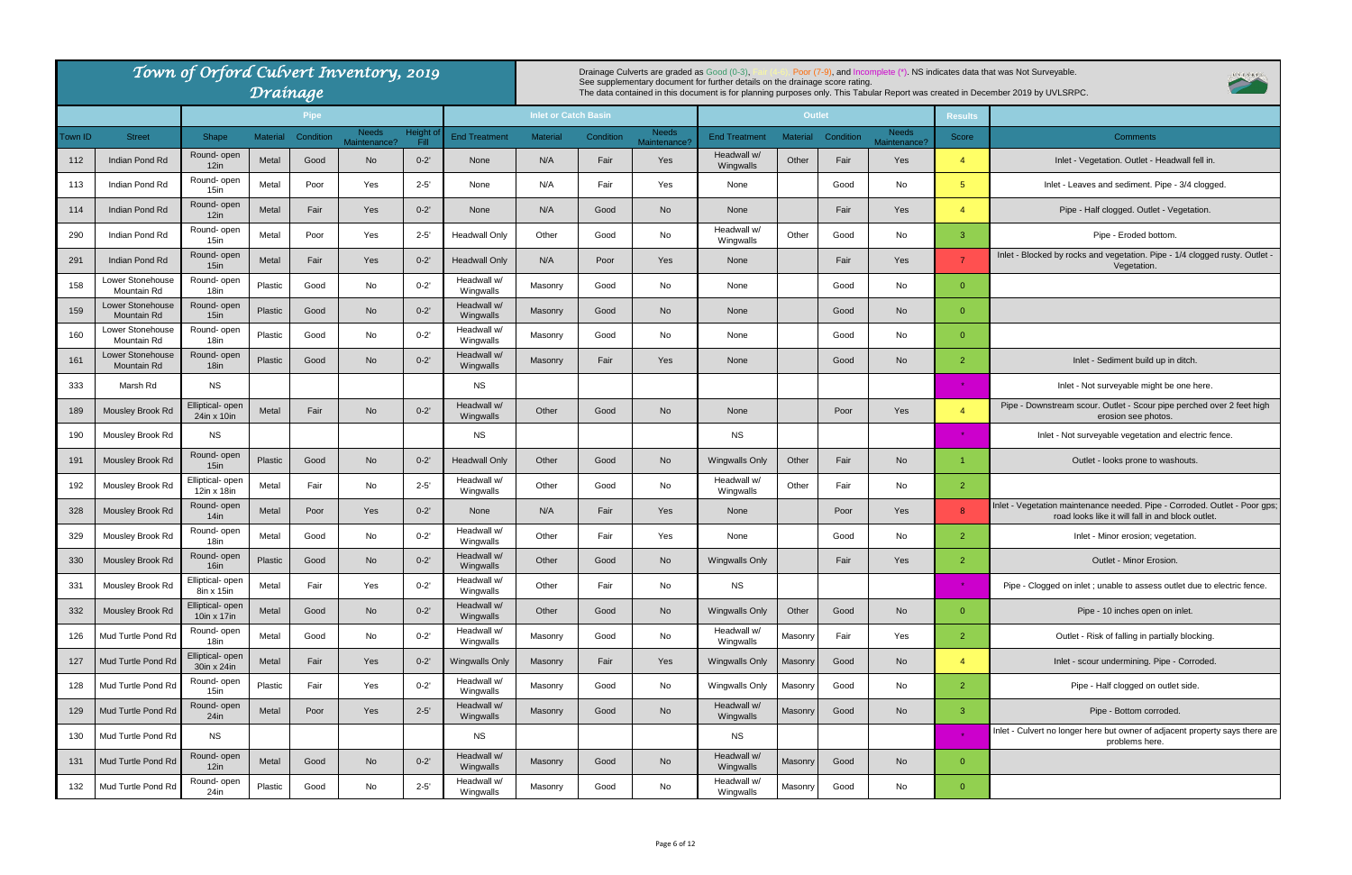# Town of Orford Culvert Inventory, 2019 Drainage

Drainage Culverts are graded as Good (0-3), Fair (4-6), Poor (7-9), and Incomplete (*). NS indicates data that was Not Surveyable.
See supplementary document for further details on the drainage score rating.
The data contained in this document is for planning purposes only. This Tabular Report was created in December 2019 by UVLSRPC.

| | | Pipe | | | | | Inlet or Catch Basin | | | | Outlet | | | | Results | |
|---|---|---|---|---|---|---|---|---|---|---|---|---|---|---|---|---|
| Town ID | Street | Shape | Material | Condition | Needs Maintenance? | Height of Fill | End Treatment | Material | Condition | Needs Maintenance? | End Treatment | Material | Condition | Needs Maintenance? | Score | Comments |
| 112 | Indian Pond Rd | Round- open 12in | Metal | Good | No | 0-2' | None | N/A | Fair | Yes | Headwall w/ Wingwalls | Other | Fair | Yes | 4 | Inlet - Vegetation. Outlet - Headwall fell in. |
| 113 | Indian Pond Rd | Round- open 15in | Metal | Poor | Yes | 2-5' | None | N/A | Fair | Yes | None | | Good | No | 5 | Inlet - Leaves and sediment. Pipe - 3/4 clogged. |
| 114 | Indian Pond Rd | Round- open 12in | Metal | Fair | Yes | 0-2' | None | N/A | Good | No | None | | Fair | Yes | 4 | Pipe - Half clogged. Outlet - Vegetation. |
| 290 | Indian Pond Rd | Round- open 15in | Metal | Poor | Yes | 2-5' | Headwall Only | Other | Good | No | Headwall w/ Wingwalls | Other | Good | No | 3 | Pipe - Eroded bottom. |
| 291 | Indian Pond Rd | Round- open 15in | Metal | Fair | Yes | 0-2' | Headwall Only | N/A | Poor | Yes | None | | Fair | Yes | 7 | Inlet - Blocked by rocks and vegetation. Pipe - 1/4 clogged rusty. Outlet - Vegetation. |
| 158 | Lower Stonehouse Mountain Rd | Round- open 18in | Plastic | Good | No | 0-2' | Headwall w/ Wingwalls | Masonry | Good | No | None | | Good | No | 0 | |
| 159 | Lower Stonehouse Mountain Rd | Round- open 15in | Plastic | Good | No | 0-2' | Headwall w/ Wingwalls | Masonry | Good | No | None | | Good | No | 0 | |
| 160 | Lower Stonehouse Mountain Rd | Round- open 18in | Plastic | Good | No | 0-2' | Headwall w/ Wingwalls | Masonry | Good | No | None | | Good | No | 0 | |
| 161 | Lower Stonehouse Mountain Rd | Round- open 18in | Plastic | Good | No | 0-2' | Headwall w/ Wingwalls | Masonry | Fair | Yes | None | | Good | No | 2 | Inlet - Sediment build up in ditch. |
| 333 | Marsh Rd | NS | | | | | NS | | | | | | | | * | Inlet - Not surveyable might be one here. |
| 189 | Mousley Brook Rd | Elliptical- open 24in x 10in | Metal | Fair | No | 0-2' | Headwall w/ Wingwalls | Other | Good | No | None | | Poor | Yes | 4 | Pipe - Downstream scour. Outlet - Scour pipe perched over 2 feet high erosion see photos. |
| 190 | Mousley Brook Rd | NS | | | | | NS | | | | NS | | | | * | Inlet - Not surveyable vegetation and electric fence. |
| 191 | Mousley Brook Rd | Round- open 15in | Plastic | Good | No | 0-2' | Headwall Only | Other | Good | No | Wingwalls Only | Other | Fair | No | 1 | Outlet - looks prone to washouts. |
| 192 | Mousley Brook Rd | Elliptical- open 12in x 18in | Metal | Fair | No | 2-5' | Headwall w/ Wingwalls | Other | Good | No | Headwall w/ Wingwalls | Other | Fair | No | 2 | |
| 328 | Mousley Brook Rd | Round- open 14in | Metal | Poor | Yes | 0-2' | None | N/A | Fair | Yes | None | | Poor | Yes | 8 | Inlet - Vegetation maintenance needed. Pipe - Corroded. Outlet - Poor gps; road looks like it will fall in and block outlet. |
| 329 | Mousley Brook Rd | Round- open 18in | Metal | Good | No | 0-2' | Headwall w/ Wingwalls | Other | Fair | Yes | None | | Good | No | 2 | Inlet - Minor erosion; vegetation. |
| 330 | Mousley Brook Rd | Round- open 16in | Plastic | Good | No | 0-2' | Headwall w/ Wingwalls | Other | Good | No | Wingwalls Only | | Fair | Yes | 2 | Outlet - Minor Erosion. |
| 331 | Mousley Brook Rd | Elliptical- open 8in x 15in | Metal | Fair | Yes | 0-2' | Headwall w/ Wingwalls | Other | Fair | No | NS | | | | * | Pipe - Clogged on inlet ; unable to assess outlet due to electric fence. |
| 332 | Mousley Brook Rd | Elliptical- open 10in x 17in | Metal | Good | No | 0-2' | Headwall w/ Wingwalls | Other | Good | No | Wingwalls Only | Other | Good | No | 0 | Pipe - 10 inches open on inlet. |
| 126 | Mud Turtle Pond Rd | Round- open 18in | Metal | Good | No | 0-2' | Headwall w/ Wingwalls | Masonry | Good | No | Headwall w/ Wingwalls | Masonry | Fair | Yes | 2 | Outlet - Risk of falling in partially blocking. |
| 127 | Mud Turtle Pond Rd | Elliptical- open 30in x 24in | Metal | Fair | Yes | 0-2' | Wingwalls Only | Masonry | Fair | Yes | Wingwalls Only | Masonry | Good | No | 4 | Inlet - scour undermining. Pipe - Corroded. |
| 128 | Mud Turtle Pond Rd | Round- open 15in | Plastic | Fair | Yes | 0-2' | Headwall w/ Wingwalls | Masonry | Good | No | Wingwalls Only | Masonry | Good | No | 2 | Pipe - Half clogged on outlet side. |
| 129 | Mud Turtle Pond Rd | Round- open 24in | Metal | Poor | Yes | 2-5' | Headwall w/ Wingwalls | Masonry | Good | No | Headwall w/ Wingwalls | Masonry | Good | No | 3 | Pipe - Bottom corroded. |
| 130 | Mud Turtle Pond Rd | NS | | | | | NS | | | | NS | | | | * | Inlet - Culvert no longer here but owner of adjacent property says there are problems here. |
| 131 | Mud Turtle Pond Rd | Round- open 12in | Metal | Good | No | 0-2' | Headwall w/ Wingwalls | Masonry | Good | No | Headwall w/ Wingwalls | Masonry | Good | No | 0 | |
| 132 | Mud Turtle Pond Rd | Round- open 24in | Plastic | Good | No | 2-5' | Headwall w/ Wingwalls | Masonry | Good | No | Headwall w/ Wingwalls | Masonry | Good | No | 0 | |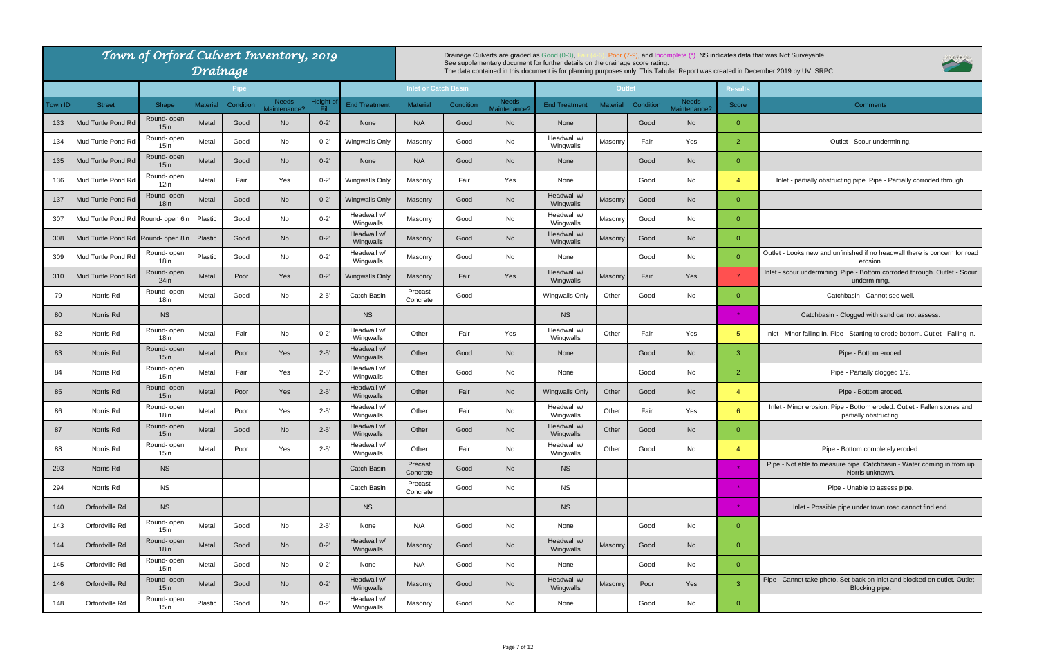# Town of Orford Culvert Inventory, 2019 Drainage

Drainage Culverts are graded as Good (0-3), Fair (4-6), Poor (7-9), and Incomplete (*). NS indicates data that was Not Surveyable.
See supplementary document for further details on the drainage score rating.
The data contained in this document is for planning purposes only. This Tabular Report was created in December 2019 by UVLSRPC.

| | | Pipe | | | | | Inlet or Catch Basin | | | | Outlet | | | | Results | |
|---|---|---|---|---|---|---|---|---|---|---|---|---|---|---|---|---|
| Town ID | Street | Shape | Material | Condition | Needs Maintenance? | Height of Fill | End Treatment | Material | Condition | Needs Maintenance? | End Treatment | Material | Condition | Needs Maintenance? | Score | Comments |
| 133 | Mud Turtle Pond Rd | Round- open 15in | Metal | Good | No | 0-2' | None | N/A | Good | No | None | | Good | No | 0 | |
| 134 | Mud Turtle Pond Rd | Round- open 15in | Metal | Good | No | 0-2' | Wingwalls Only | Masonry | Good | No | Headwall w/ Wingwalls | Masonry | Fair | Yes | 2 | Outlet - Scour undermining. |
| 135 | Mud Turtle Pond Rd | Round- open 15in | Metal | Good | No | 0-2' | None | N/A | Good | No | None | | Good | No | 0 | |
| 136 | Mud Turtle Pond Rd | Round- open 12in | Metal | Fair | Yes | 0-2' | Wingwalls Only | Masonry | Fair | Yes | None | | Good | No | 4 | Inlet - partially obstructing pipe. Pipe - Partially corroded through. |
| 137 | Mud Turtle Pond Rd | Round- open 18in | Metal | Good | No | 0-2' | Wingwalls Only | Masonry | Good | No | Headwall w/ Wingwalls | Masonry | Good | No | 0 | |
| 307 | Mud Turtle Pond Rd | Round- open 6in | Plastic | Good | No | 0-2' | Headwall w/ Wingwalls | Masonry | Good | No | Headwall w/ Wingwalls | Masonry | Good | No | 0 | |
| 308 | Mud Turtle Pond Rd | Round- open 8in | Plastic | Good | No | 0-2' | Headwall w/ Wingwalls | Masonry | Good | No | Headwall w/ Wingwalls | Masonry | Good | No | 0 | |
| 309 | Mud Turtle Pond Rd | Round- open 18in | Plastic | Good | No | 0-2' | Headwall w/ Wingwalls | Masonry | Good | No | None | | Good | No | 0 | Outlet - Looks new and unfinished if no headwall there is concern for road erosion. |
| 310 | Mud Turtle Pond Rd | Round- open 24in | Metal | Poor | Yes | 0-2' | Wingwalls Only | Masonry | Fair | Yes | Headwall w/ Wingwalls | Masonry | Fair | Yes | 7 | Inlet - scour undermining. Pipe - Bottom corroded through. Outlet - Scour undermining. |
| 79 | Norris Rd | Round- open 18in | Metal | Good | No | 2-5' | Catch Basin | Precast Concrete | Good | | Wingwalls Only | Other | Good | No | 0 | Catchbasin - Cannot see well. |
| 80 | Norris Rd | NS | | | | | NS | | | | NS | | | | * | Catchbasin - Clogged with sand cannot assess. |
| 82 | Norris Rd | Round- open 18in | Metal | Fair | No | 0-2' | Headwall w/ Wingwalls | Other | Fair | Yes | Headwall w/ Wingwalls | Other | Fair | Yes | 5 | Inlet - Minor falling in. Pipe - Starting to erode bottom. Outlet - Falling in. |
| 83 | Norris Rd | Round- open 15in | Metal | Poor | Yes | 2-5' | Headwall w/ Wingwalls | Other | Good | No | None | | Good | No | 3 | Pipe - Bottom eroded. |
| 84 | Norris Rd | Round- open 15in | Metal | Fair | Yes | 2-5' | Headwall w/ Wingwalls | Other | Good | No | None | | Good | No | 2 | Pipe - Partially clogged 1/2. |
| 85 | Norris Rd | Round- open 15in | Metal | Poor | Yes | 2-5' | Headwall w/ Wingwalls | Other | Fair | No | Wingwalls Only | Other | Good | No | 4 | Pipe - Bottom eroded. |
| 86 | Norris Rd | Round- open 18in | Metal | Poor | Yes | 2-5' | Headwall w/ Wingwalls | Other | Fair | No | Headwall w/ Wingwalls | Other | Fair | Yes | 6 | Inlet - Minor erosion. Pipe - Bottom eroded. Outlet - Fallen stones and partially obstructing. |
| 87 | Norris Rd | Round- open 15in | Metal | Good | No | 2-5' | Headwall w/ Wingwalls | Other | Good | No | Headwall w/ Wingwalls | Other | Good | No | 0 | |
| 88 | Norris Rd | Round- open 15in | Metal | Poor | Yes | 2-5' | Headwall w/ Wingwalls | Other | Fair | No | Headwall w/ Wingwalls | Other | Good | No | 4 | Pipe - Bottom completely eroded. |
| 293 | Norris Rd | NS | | | | | Catch Basin | Precast Concrete | Good | No | NS | | | | * | Pipe - Not able to measure pipe. Catchbasin - Water coming in from up Norris unknown. |
| 294 | Norris Rd | NS | | | | | Catch Basin | Precast Concrete | Good | No | NS | | | | * | Pipe - Unable to assess pipe. |
| 140 | Orfordville Rd | NS | | | | | NS | | | | NS | | | | * | Inlet - Possible pipe under town road cannot find end. |
| 143 | Orfordville Rd | Round- open 15in | Metal | Good | No | 2-5' | None | N/A | Good | No | None | | Good | No | 0 | |
| 144 | Orfordville Rd | Round- open 18in | Metal | Good | No | 0-2' | Headwall w/ Wingwalls | Masonry | Good | No | Headwall w/ Wingwalls | Masonry | Good | No | 0 | |
| 145 | Orfordville Rd | Round- open 15in | Metal | Good | No | 0-2' | None | N/A | Good | No | None | | Good | No | 0 | |
| 146 | Orfordville Rd | Round- open 15in | Metal | Good | No | 0-2' | Headwall w/ Wingwalls | Masonry | Good | No | Headwall w/ Wingwalls | Masonry | Poor | Yes | 3 | Pipe - Cannot take photo. Set back on inlet and blocked on outlet. Outlet - Blocking pipe. |
| 148 | Orfordville Rd | Round- open 15in | Plastic | Good | No | 0-2' | Headwall w/ Wingwalls | Masonry | Good | No | None | | Good | No | 0 | |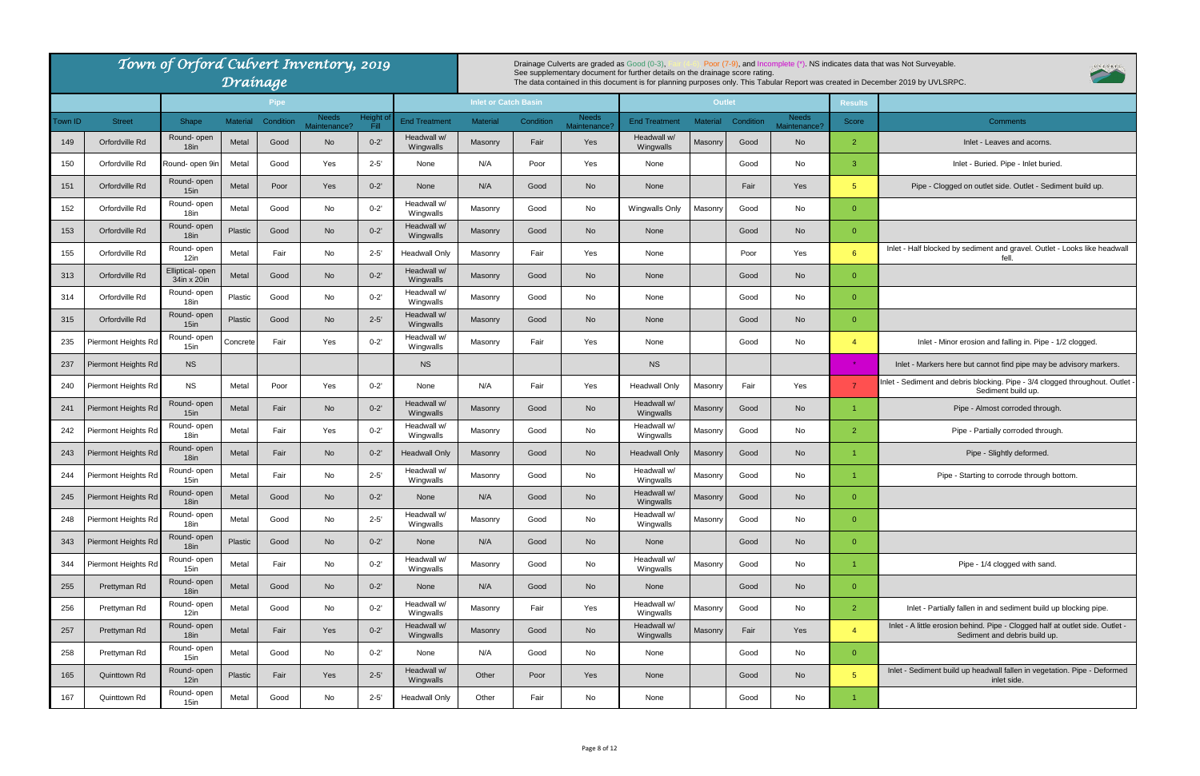# Town of Orford Culvert Inventory, 2019 Drainage

Drainage Culverts are graded as Good (0-3), Fair (4-6), Poor (7-9), and Incomplete (*). NS indicates data that was Not Surveyable.
See supplementary document for further details on the drainage score rating.
The data contained in this document is for planning purposes only. This Tabular Report was created in December 2019 by UVLSRPC.

| | | Pipe | | | | | Inlet or Catch Basin | | | | Outlet | | | | Results | |
|---|---|---|---|---|---|---|---|---|---|---|---|---|---|---|---|---|
| Town ID | Street | Shape | Material | Condition | Needs Maintenance? | Height of Fill | End Treatment | Material | Condition | Needs Maintenance? | End Treatment | Material | Condition | Needs Maintenance? | Score | Comments |
| 149 | Orfordville Rd | Round- open 18in | Metal | Good | No | 0-2' | Headwall w/ Wingwalls | Masonry | Fair | Yes | Headwall w/ Wingwalls | Masonry | Good | No | 2 | Inlet - Leaves and acorns. |
| 150 | Orfordville Rd | Round- open 9in | Metal | Good | Yes | 2-5' | None | N/A | Poor | Yes | None | | Good | No | 3 | Inlet - Buried. Pipe - Inlet buried. |
| 151 | Orfordville Rd | Round- open 15in | Metal | Poor | Yes | 0-2' | None | N/A | Good | No | None | | Fair | Yes | 5 | Pipe - Clogged on outlet side. Outlet - Sediment build up. |
| 152 | Orfordville Rd | Round- open 18in | Metal | Good | No | 0-2' | Headwall w/ Wingwalls | Masonry | Good | No | Wingwalls Only | Masonry | Good | No | 0 | |
| 153 | Orfordville Rd | Round- open 18in | Plastic | Good | No | 0-2' | Headwall w/ Wingwalls | Masonry | Good | No | None | | Good | No | 0 | |
| 155 | Orfordville Rd | Round- open 12in | Metal | Fair | No | 2-5' | Headwall Only | Masonry | Fair | Yes | None | | Poor | Yes | 6 | Inlet - Half blocked by sediment and gravel. Outlet - Looks like headwall fell. |
| 313 | Orfordville Rd | Elliptical- open 34in x 20in | Metal | Good | No | 0-2' | Headwall w/ Wingwalls | Masonry | Good | No | None | | Good | No | 0 | |
| 314 | Orfordville Rd | Round- open 18in | Plastic | Good | No | 0-2' | Headwall w/ Wingwalls | Masonry | Good | No | None | | Good | No | 0 | |
| 315 | Orfordville Rd | Round- open 15in | Plastic | Good | No | 2-5' | Headwall w/ Wingwalls | Masonry | Good | No | None | | Good | No | 0 | |
| 235 | Piermont Heights Rd | Round- open 15in | Concrete | Fair | Yes | 0-2' | Headwall w/ Wingwalls | Masonry | Fair | Yes | None | | Good | No | 4 | Inlet - Minor erosion and falling in. Pipe - 1/2 clogged. |
| 237 | Piermont Heights Rd | NS | | | | | NS | | | | NS | | | | * | Inlet - Markers here but cannot find pipe may be advisory markers. |
| 240 | Piermont Heights Rd | NS | Metal | Poor | Yes | 0-2' | None | N/A | Fair | Yes | Headwall Only | Masonry | Fair | Yes | 7 | Inlet - Sediment and debris blocking. Pipe - 3/4 clogged throughout. Outlet - Sediment build up. |
| 241 | Piermont Heights Rd | Round- open 15in | Metal | Fair | No | 0-2' | Headwall w/ Wingwalls | Masonry | Good | No | Headwall w/ Wingwalls | Masonry | Good | No | 1 | Pipe - Almost corroded through. |
| 242 | Piermont Heights Rd | Round- open 18in | Metal | Fair | Yes | 0-2' | Headwall w/ Wingwalls | Masonry | Good | No | Headwall w/ Wingwalls | Masonry | Good | No | 2 | Pipe - Partially corroded through. |
| 243 | Piermont Heights Rd | Round- open 18in | Metal | Fair | No | 0-2' | Headwall Only | Masonry | Good | No | Headwall Only | Masonry | Good | No | 1 | Pipe - Slightly deformed. |
| 244 | Piermont Heights Rd | Round- open 15in | Metal | Fair | No | 2-5' | Headwall w/ Wingwalls | Masonry | Good | No | Headwall w/ Wingwalls | Masonry | Good | No | 1 | Pipe - Starting to corrode through bottom. |
| 245 | Piermont Heights Rd | Round- open 18in | Metal | Good | No | 0-2' | None | N/A | Good | No | Headwall w/ Wingwalls | Masonry | Good | No | 0 | |
| 248 | Piermont Heights Rd | Round- open 18in | Metal | Good | No | 2-5' | Headwall w/ Wingwalls | Masonry | Good | No | Headwall w/ Wingwalls | Masonry | Good | No | 0 | |
| 343 | Piermont Heights Rd | Round- open 18in | Plastic | Good | No | 0-2' | None | N/A | Good | No | None | | Good | No | 0 | |
| 344 | Piermont Heights Rd | Round- open 15in | Metal | Fair | No | 0-2' | Headwall w/ Wingwalls | Masonry | Good | No | Headwall w/ Wingwalls | Masonry | Good | No | 1 | Pipe - 1/4 clogged with sand. |
| 255 | Prettyman Rd | Round- open 18in | Metal | Good | No | 0-2' | None | N/A | Good | No | None | | Good | No | 0 | |
| 256 | Prettyman Rd | Round- open 12in | Metal | Good | No | 0-2' | Headwall w/ Wingwalls | Masonry | Fair | Yes | Headwall w/ Wingwalls | Masonry | Good | No | 2 | Inlet - Partially fallen in and sediment build up blocking pipe. |
| 257 | Prettyman Rd | Round- open 18in | Metal | Fair | Yes | 0-2' | Headwall w/ Wingwalls | Masonry | Good | No | Headwall w/ Wingwalls | Masonry | Fair | Yes | 4 | Inlet - A little erosion behind. Pipe - Clogged half at outlet side. Outlet - Sediment and debris build up. |
| 258 | Prettyman Rd | Round- open 15in | Metal | Good | No | 0-2' | None | N/A | Good | No | None | | Good | No | 0 | |
| 165 | Quinttown Rd | Round- open 12in | Plastic | Fair | Yes | 2-5' | Headwall w/ Wingwalls | Other | Poor | Yes | None | | Good | No | 5 | Inlet - Sediment build up headwall fallen in vegetation. Pipe - Deformed inlet side. |
| 167 | Quinttown Rd | Round- open 15in | Metal | Good | No | 2-5' | Headwall Only | Other | Fair | No | None | | Good | No | 1 | |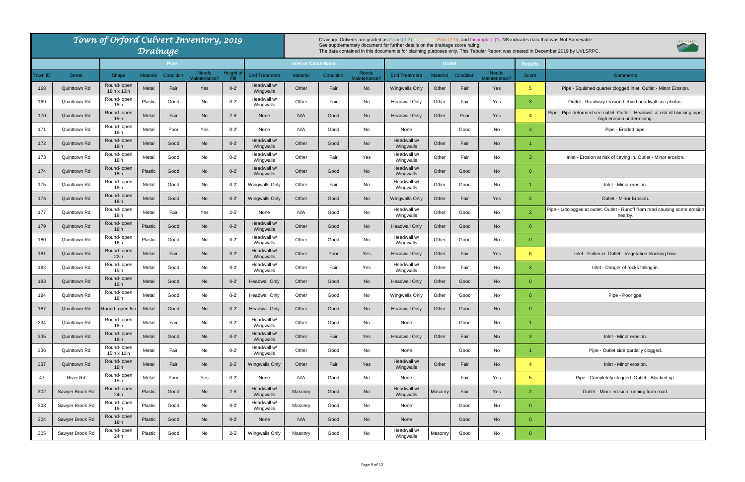# Town of Orford Culvert Inventory, 2019 Drainage

Drainage Culverts are graded as Good (0-3), Fair (4-6), Poor (7-9), and Incomplete (*). NS indicates data that was Not Surveyable.
See supplementary document for further details on the drainage score rating.
The data contained in this document is for planning purposes only. This Tabular Report was created in December 2019 by UVLSRPC.

| | | Pipe | | | | | Inlet or Catch Basin | | | | Outlet | | | | Results | |
|---|---|---|---|---|---|---|---|---|---|---|---|---|---|---|---|---|
| Town ID | Street | Shape | Material | Condition | Needs Maintenance? | Height of Fill | End Treatment | Material | Condition | Needs Maintenance? | End Treatment | Material | Condition | Needs Maintenance? | Score | Comments |
| 168 | Quinttown Rd | Round- open 18in x 13in | Metal | Fair | Yes | 0-2' | Headwall w/ Wingwalls | Other | Fair | No | Wingwalls Only | Other | Fair | Yes | 5 | Pipe - Squished quarter clogged inlet. Outlet - Minor Erosion. |
| 169 | Quinttown Rd | Round- open 18in | Plastic | Good | No | 0-2' | Headwall w/ Wingwalls | Other | Fair | No | Headwall Only | Other | Fair | Yes | 3 | Outlet - Roadway erosion behind headwall see photos. |
| 170 | Quinttown Rd | Round- open 15in | Metal | Fair | No | 2-5' | None | N/A | Good | No | Headwall Only | Other | Poor | Yes | 4 | Pipe - Pipe deformed see outlet. Outlet - Headwall at risk of blocking pipe; high erosion undermining. |
| 171 | Quinttown Rd | Round- open 18in | Metal | Poor | Yes | 0-2' | None | N/A | Good | No | None | | Good | No | 3 | Pipe - Eroded pipe. |
| 172 | Quinttown Rd | Round- open 18in | Metal | Good | No | 0-2' | Headwall w/ Wingwalls | Other | Good | No | Headwall w/ Wingwalls | Other | Fair | No | 1 | |
| 173 | Quinttown Rd | Round- open 18in | Metal | Good | No | 0-2' | Headwall w/ Wingwalls | Other | Fair | Yes | Headwall w/ Wingwalls | Other | Fair | No | 3 | Inlet - Erosion at risk of caving in. Outlet - Minor erosion. |
| 174 | Quinttown Rd | Round- open 18in | Plastic | Good | No | 0-2' | Headwall w/ Wingwalls | Other | Good | No | Headwall w/ Wingwalls | Other | Good | No | 0 | |
| 175 | Quinttown Rd | Round- open 18in | Metal | Good | No | 0-2' | Wingwalls Only | Other | Fair | No | Headwall w/ Wingwalls | Other | Good | No | 1 | Inlet - Minor erosion. |
| 176 | Quinttown Rd | Round- open 18in | Metal | Good | No | 0-2' | Wingwalls Only | Other | Good | No | Wingwalls Only | Other | Fair | Yes | 2 | Outlet - Minor Erosion. |
| 177 | Quinttown Rd | Round- open 18in | Metal | Fair | Yes | 2-5' | None | N/A | Good | No | Headwall w/ Wingwalls | Other | Good | No | 2 | Pipe - 1/4clogged at outlet. Outlet - Runoff from road causing some erosion nearby. |
| 179 | Quinttown Rd | Round- open 18in | Plastic | Good | No | 0-2' | Headwall w/ Wingwalls | Other | Good | No | Headwall Only | Other | Good | No | 0 | |
| 180 | Quinttown Rd | Round- open 16in | Plastic | Good | No | 0-2' | Headwall w/ Wingwalls | Other | Good | No | Headwall w/ Wingwalls | Other | Good | No | 0 | |
| 181 | Quinttown Rd | Round- open 22in | Metal | Fair | No | 0-2' | Headwall w/ Wingwalls | Other | Poor | Yes | Headwall Only | Other | Fair | Yes | 6 | Inlet - Fallen in. Outlet - Vegetation blocking flow. |
| 182 | Quinttown Rd | Round- open 15in | Metal | Good | No | 0-2' | Headwall w/ Wingwalls | Other | Fair | Yes | Headwall w/ Wingwalls | Other | Fair | No | 3 | Inlet - Danger of rocks falling in. |
| 183 | Quinttown Rd | Round- open 15in | Metal | Good | No | 0-2' | Headwall Only | Other | Good | No | Headwall Only | Other | Good | No | 0 | |
| 184 | Quinttown Rd | Round- open 18in | Metal | Good | No | 0-2' | Headwall Only | Other | Good | No | Wingwalls Only | Other | Good | No | 0 | Pipe - Poor gps. |
| 187 | Quinttown Rd | Round- open 8in | Metal | Good | No | 0-2' | Headwall Only | Other | Good | No | Headwall Only | Other | Good | No | 0 | |
| 334 | Quinttown Rd | Round- open 18in | Metal | Fair | No | 0-2' | Headwall w/ Wingwalls | Other | Good | No | None | | Good | No | 1 | |
| 335 | Quinttown Rd | Round- open 16in | Metal | Good | No | 0-2' | Headwall w/ Wingwalls | Other | Fair | Yes | Headwall Only | Other | Fair | No | 3 | Inlet - Minor erosion. |
| 336 | Quinttown Rd | Round- open 15in x 10in | Metal | Fair | No | 0-2' | Headwall w/ Wingwalls | Other | Good | No | None | | Good | No | 1 | Pipe - Outlet side partially clogged. |
| 337 | Quinttown Rd | Round- open 18in | Metal | Fair | No | 2-5' | Wingwalls Only | Other | Fair | Yes | Headwall w/ Wingwalls | Other | Fair | No | 4 | Inlet - Minor erosion. |
| 47 | River Rd | Round- open 15in | Metal | Poor | Yes | 0-2' | None | N/A | Good | No | None | | Fair | Yes | 5 | Pipe - Completely clogged. Outlet - Blocked up. |
| 302 | Sawyer Brook Rd | Round- open 24in | Plastic | Good | No | 2-5' | Headwall w/ Wingwalls | Masonry | Good | No | Headwall w/ Wingwalls | Masonry | Fair | Yes | 2 | Outlet - Minor erosion running from road. |
| 303 | Sawyer Brook Rd | Round- open 18in | Plastic | Good | No | 0-2' | Headwall w/ Wingwalls | Masonry | Good | No | None | | Good | No | 0 | |
| 304 | Sawyer Brook Rd | Round- open 18in | Plastic | Good | No | 0-2' | None | N/A | Good | No | None | | Good | No | 0 | |
| 305 | Sawyer Brook Rd | Round- open 24in | Plastic | Good | No | 2-5' | Wingwalls Only | Masonry | Good | No | Headwall w/ Wingwalls | Masonry | Good | No | 0 | |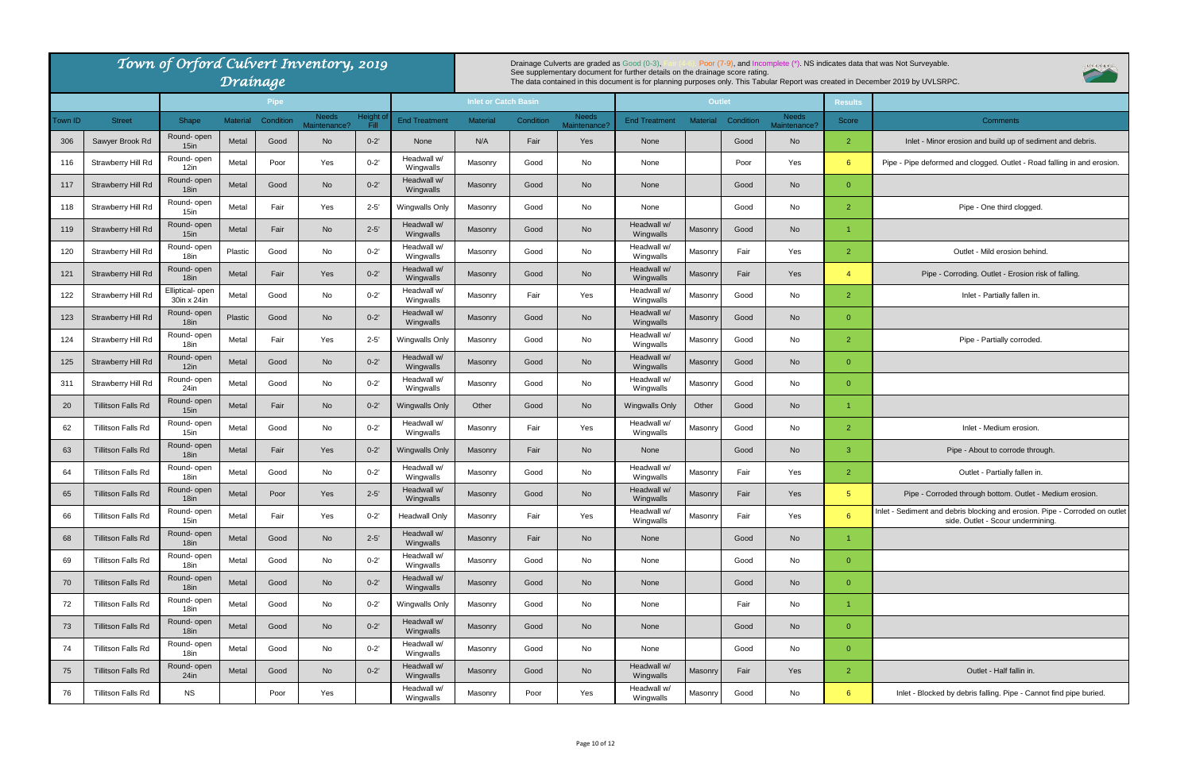# Town of Orford Culvert Inventory, 2019
## Drainage

Drainage Culverts are graded as Good (0-3), Fair (4-6), Poor (7-9), and Incomplete (*). NS indicates data that was Not Surveyable.
See supplementary document for further details on the drainage score rating.
The data contained in this document is for planning purposes only. This Tabular Report was created in December 2019 by UVLSRPC.

| | | Pipe | | | | | Inlet or Catch Basin | | | | Outlet | | | | Results | |
|---|---|---|---|---|---|---|---|---|---|---|---|---|---|---|---|---|
| Town ID | Street | Shape | Material | Condition | Needs Maintenance? | Height of Fill | End Treatment | Material | Condition | Needs Maintenance? | End Treatment | Material | Condition | Needs Maintenance? | Score | Comments |
| 306 | Sawyer Brook Rd | Round- open 15in | Metal | Good | No | 0-2' | None | N/A | Fair | Yes | None | | Good | No | 2 | Inlet - Minor erosion and build up of sediment and debris. |
| 116 | Strawberry Hill Rd | Round- open 12in | Metal | Poor | Yes | 0-2' | Headwall w/ Wingwalls | Masonry | Good | No | None | | Poor | Yes | 6 | Pipe - Pipe deformed and clogged. Outlet - Road falling in and erosion. |
| 117 | Strawberry Hill Rd | Round- open 18in | Metal | Good | No | 0-2' | Headwall w/ Wingwalls | Masonry | Good | No | None | | Good | No | 0 | |
| 118 | Strawberry Hill Rd | Round- open 15in | Metal | Fair | Yes | 2-5' | Wingwalls Only | Masonry | Good | No | None | | Good | No | 2 | Pipe - One third clogged. |
| 119 | Strawberry Hill Rd | Round- open 15in | Metal | Fair | No | 2-5' | Headwall w/ Wingwalls | Masonry | Good | No | Headwall w/ Wingwalls | Masonry | Good | No | 1 | |
| 120 | Strawberry Hill Rd | Round- open 18in | Plastic | Good | No | 0-2' | Headwall w/ Wingwalls | Masonry | Good | No | Headwall w/ Wingwalls | Masonry | Fair | Yes | 2 | Outlet - Mild erosion behind. |
| 121 | Strawberry Hill Rd | Round- open 18in | Metal | Fair | Yes | 0-2' | Headwall w/ Wingwalls | Masonry | Good | No | Headwall w/ Wingwalls | Masonry | Fair | Yes | 4 | Pipe - Corroding. Outlet - Erosion risk of falling. |
| 122 | Strawberry Hill Rd | Elliptical- open 30in x 24in | Metal | Good | No | 0-2' | Headwall w/ Wingwalls | Masonry | Fair | Yes | Headwall w/ Wingwalls | Masonry | Good | No | 2 | Inlet - Partially fallen in. |
| 123 | Strawberry Hill Rd | Round- open 18in | Plastic | Good | No | 0-2' | Headwall w/ Wingwalls | Masonry | Good | No | Headwall w/ Wingwalls | Masonry | Good | No | 0 | |
| 124 | Strawberry Hill Rd | Round- open 18in | Metal | Fair | Yes | 2-5' | Wingwalls Only | Masonry | Good | No | Headwall w/ Wingwalls | Masonry | Good | No | 2 | Pipe - Partially corroded. |
| 125 | Strawberry Hill Rd | Round- open 12in | Metal | Good | No | 0-2' | Headwall w/ Wingwalls | Masonry | Good | No | Headwall w/ Wingwalls | Masonry | Good | No | 0 | |
| 311 | Strawberry Hill Rd | Round- open 24in | Metal | Good | No | 0-2' | Headwall w/ Wingwalls | Masonry | Good | No | Headwall w/ Wingwalls | Masonry | Good | No | 0 | |
| 20 | Tilliston Falls Rd | Round- open 15in | Metal | Fair | No | 0-2' | Wingwalls Only | Other | Good | No | Wingwalls Only | Other | Good | No | 1 | |
| 62 | Tilliston Falls Rd | Round- open 15in | Metal | Good | No | 0-2' | Headwall w/ Wingwalls | Masonry | Fair | Yes | Headwall w/ Wingwalls | Masonry | Good | No | 2 | Inlet - Medium erosion. |
| 63 | Tilliston Falls Rd | Round- open 18in | Metal | Fair | Yes | 0-2' | Wingwalls Only | Masonry | Fair | No | None | | Good | No | 3 | Pipe - About to corrode through. |
| 64 | Tilliston Falls Rd | Round- open 18in | Metal | Good | No | 0-2' | Headwall w/ Wingwalls | Masonry | Good | No | Headwall w/ Wingwalls | Masonry | Fair | Yes | 2 | Outlet - Partially fallen in. |
| 65 | Tilliston Falls Rd | Round- open 18in | Metal | Poor | Yes | 2-5' | Headwall w/ Wingwalls | Masonry | Good | No | Headwall w/ Wingwalls | Masonry | Fair | Yes | 5 | Pipe - Corroded through bottom. Outlet - Medium erosion. |
| 66 | Tilliston Falls Rd | Round- open 15in | Metal | Fair | Yes | 0-2' | Headwall Only | Masonry | Fair | Yes | Headwall w/ Wingwalls | Masonry | Fair | Yes | 6 | Inlet - Sediment and debris blocking and erosion. Pipe - Corroded on outlet side. Outlet - Scour undermining. |
| 68 | Tilliston Falls Rd | Round- open 18in | Metal | Good | No | 2-5' | Headwall w/ Wingwalls | Masonry | Fair | No | None | | Good | No | 1 | |
| 69 | Tilliston Falls Rd | Round- open 18in | Metal | Good | No | 0-2' | Headwall w/ Wingwalls | Masonry | Good | No | None | | Good | No | 0 | |
| 70 | Tilliston Falls Rd | Round- open 18in | Metal | Good | No | 0-2' | Headwall w/ Wingwalls | Masonry | Good | No | None | | Good | No | 0 | |
| 72 | Tilliston Falls Rd | Round- open 18in | Metal | Good | No | 0-2' | Wingwalls Only | Masonry | Good | No | None | | Fair | No | 1 | |
| 73 | Tilliston Falls Rd | Round- open 18in | Metal | Good | No | 0-2' | Headwall w/ Wingwalls | Masonry | Good | No | None | | Good | No | 0 | |
| 74 | Tilliston Falls Rd | Round- open 18in | Metal | Good | No | 0-2' | Headwall w/ Wingwalls | Masonry | Good | No | None | | Good | No | 0 | |
| 75 | Tilliston Falls Rd | Round- open 24in | Metal | Good | No | 0-2' | Headwall w/ Wingwalls | Masonry | Good | No | Headwall w/ Wingwalls | Masonry | Fair | Yes | 2 | Outlet - Half fallin in. |
| 76 | Tilliston Falls Rd | NS | | Poor | Yes | | Headwall w/ Wingwalls | Masonry | Poor | Yes | Headwall w/ Wingwalls | Masonry | Good | No | 6 | Inlet - Blocked by debris falling. Pipe - Cannot find pipe buried. |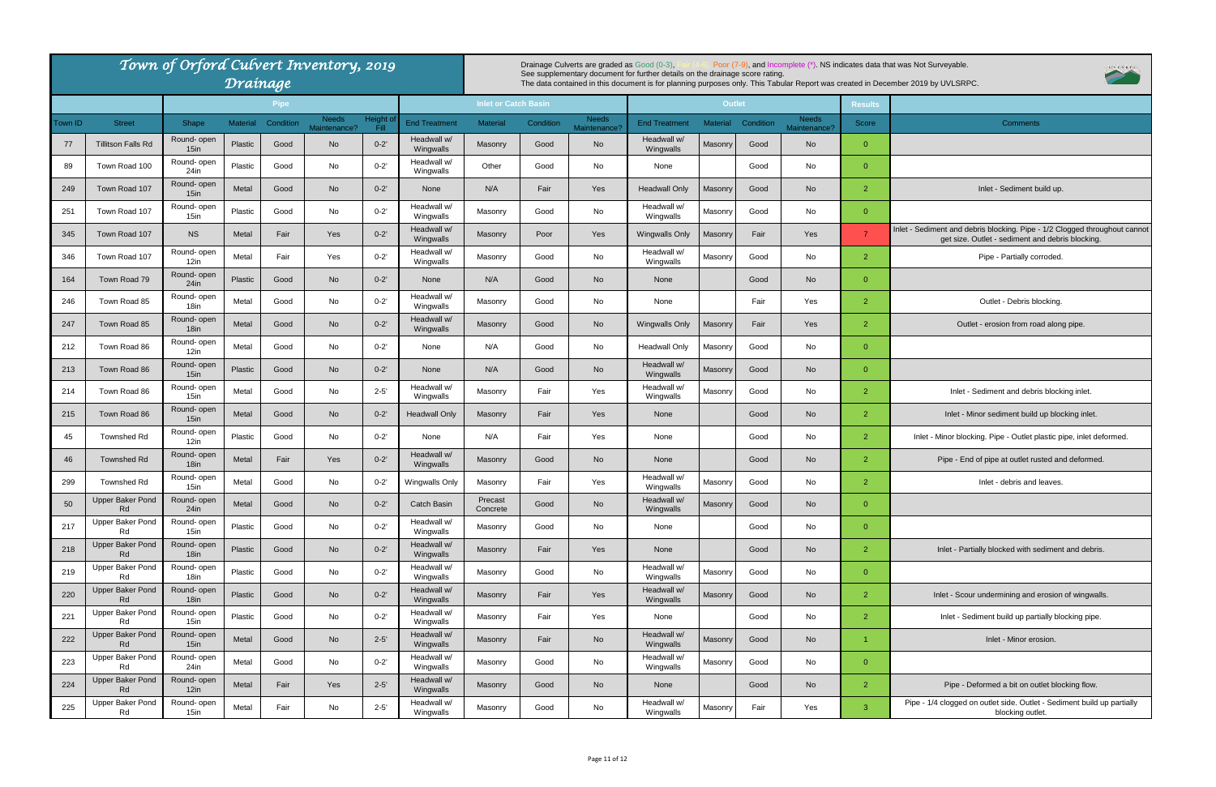# Town of Orford Culvert Inventory, 2019 Drainage

Drainage Culverts are graded as Good (0-3), Fair (4-6), Poor (7-9), and Incomplete (*). NS indicates data that was Not Surveyable.
See supplementary document for further details on the drainage score rating.
The data contained in this document is for planning purposes only. This Tabular Report was created in December 2019 by UVLSRPC.

| | | Pipe | | | | | Inlet or Catch Basin | | | | Outlet | | | | Results | |
|---|---|---|---|---|---|---|---|---|---|---|---|---|---|---|---|---|
| Town ID | Street | Shape | Material | Condition | Needs Maintenance? | Height of Fill | End Treatment | Material | Condition | Needs Maintenance? | End Treatment | Material | Condition | Needs Maintenance? | Score | Comments |
| 77 | Tillitson Falls Rd | Round- open 15in | Plastic | Good | No | 0-2' | Headwall w/ Wingwalls | Masonry | Good | No | Headwall w/ Wingwalls | Masonry | Good | No | 0 | |
| 89 | Town Road 100 | Round- open 24in | Plastic | Good | No | 0-2' | Headwall w/ Wingwalls | Other | Good | No | None | | Good | No | 0 | |
| 249 | Town Road 107 | Round- open 15in | Metal | Good | No | 0-2' | None | N/A | Fair | Yes | Headwall Only | Masonry | Good | No | 2 | Inlet - Sediment build up. |
| 251 | Town Road 107 | Round- open 15in | Plastic | Good | No | 0-2' | Headwall w/ Wingwalls | Masonry | Good | No | Headwall w/ Wingwalls | Masonry | Good | No | 0 | |
| 345 | Town Road 107 | NS | Metal | Fair | Yes | 0-2' | Headwall w/ Wingwalls | Masonry | Poor | Yes | Wingwalls Only | Masonry | Fair | Yes | 7 | Inlet - Sediment and debris blocking. Pipe - 1/2 Clogged throughout cannot get size. Outlet - sediment and debris blocking. |
| 346 | Town Road 107 | Round- open 12in | Metal | Fair | Yes | 0-2' | Headwall w/ Wingwalls | Masonry | Good | No | Headwall w/ Wingwalls | Masonry | Good | No | 2 | Pipe - Partially corroded. |
| 164 | Town Road 79 | Round- open 24in | Plastic | Good | No | 0-2' | None | N/A | Good | No | None | | Good | No | 0 | |
| 246 | Town Road 85 | Round- open 18in | Metal | Good | No | 0-2' | Headwall w/ Wingwalls | Masonry | Good | No | None | | Fair | Yes | 2 | Outlet - Debris blocking. |
| 247 | Town Road 85 | Round- open 18in | Metal | Good | No | 0-2' | Headwall w/ Wingwalls | Masonry | Good | No | Wingwalls Only | Masonry | Fair | Yes | 2 | Outlet - erosion from road along pipe. |
| 212 | Town Road 86 | Round- open 12in | Metal | Good | No | 0-2' | None | N/A | Good | No | Headwall Only | Masonry | Good | No | 0 | |
| 213 | Town Road 86 | Round- open 15in | Plastic | Good | No | 0-2' | None | N/A | Good | No | Headwall w/ Wingwalls | Masonry | Good | No | 0 | |
| 214 | Town Road 86 | Round- open 15in | Metal | Good | No | 2-5' | Headwall w/ Wingwalls | Masonry | Fair | Yes | Headwall w/ Wingwalls | Masonry | Good | No | 2 | Inlet - Sediment and debris blocking inlet. |
| 215 | Town Road 86 | Round- open 15in | Metal | Good | No | 0-2' | Headwall Only | Masonry | Fair | Yes | None | | Good | No | 2 | Inlet - Minor sediment build up blocking inlet. |
| 45 | Townshed Rd | Round- open 12in | Plastic | Good | No | 0-2' | None | N/A | Fair | Yes | None | | Good | No | 2 | Inlet - Minor blocking. Pipe - Outlet plastic pipe, inlet deformed. |
| 46 | Townshed Rd | Round- open 18in | Metal | Fair | Yes | 0-2' | Headwall w/ Wingwalls | Masonry | Good | No | None | | Good | No | 2 | Pipe - End of pipe at outlet rusted and deformed. |
| 299 | Townshed Rd | Round- open 15in | Metal | Good | No | 0-2' | Wingwalls Only | Masonry | Fair | Yes | Headwall w/ Wingwalls | Masonry | Good | No | 2 | Inlet - debris and leaves. |
| 50 | Upper Baker Pond Rd | Round- open 24in | Metal | Good | No | 0-2' | Catch Basin | Precast Concrete | Good | No | Headwall w/ Wingwalls | Masonry | Good | No | 0 | |
| 217 | Upper Baker Pond Rd | Round- open 15in | Plastic | Good | No | 0-2' | Headwall w/ Wingwalls | Masonry | Good | No | None | | Good | No | 0 | |
| 218 | Upper Baker Pond Rd | Round- open 18in | Plastic | Good | No | 0-2' | Headwall w/ Wingwalls | Masonry | Fair | Yes | None | | Good | No | 2 | Inlet - Partially blocked with sediment and debris. |
| 219 | Upper Baker Pond Rd | Round- open 18in | Plastic | Good | No | 0-2' | Headwall w/ Wingwalls | Masonry | Good | No | Headwall w/ Wingwalls | Masonry | Good | No | 0 | |
| 220 | Upper Baker Pond Rd | Round- open 18in | Plastic | Good | No | 0-2' | Headwall w/ Wingwalls | Masonry | Fair | Yes | Headwall w/ Wingwalls | Masonry | Good | No | 2 | Inlet - Scour undermining and erosion of wingwalls. |
| 221 | Upper Baker Pond Rd | Round- open 15in | Plastic | Good | No | 0-2' | Headwall w/ Wingwalls | Masonry | Fair | Yes | None | | Good | No | 2 | Inlet - Sediment build up partially blocking pipe. |
| 222 | Upper Baker Pond Rd | Round- open 15in | Metal | Good | No | 2-5' | Headwall w/ Wingwalls | Masonry | Fair | No | Headwall w/ Wingwalls | Masonry | Good | No | 1 | Inlet - Minor erosion. |
| 223 | Upper Baker Pond Rd | Round- open 24in | Metal | Good | No | 0-2' | Headwall w/ Wingwalls | Masonry | Good | No | Headwall w/ Wingwalls | Masonry | Good | No | 0 | |
| 224 | Upper Baker Pond Rd | Round- open 12in | Metal | Fair | Yes | 2-5' | Headwall w/ Wingwalls | Masonry | Good | No | None | | Good | No | 2 | Pipe - Deformed a bit on outlet blocking flow. |
| 225 | Upper Baker Pond Rd | Round- open 15in | Metal | Fair | No | 2-5' | Headwall w/ Wingwalls | Masonry | Good | No | Headwall w/ Wingwalls | Masonry | Fair | Yes | 3 | Pipe - 1/4 clogged on outlet side. Outlet - Sediment build up partially blocking outlet. |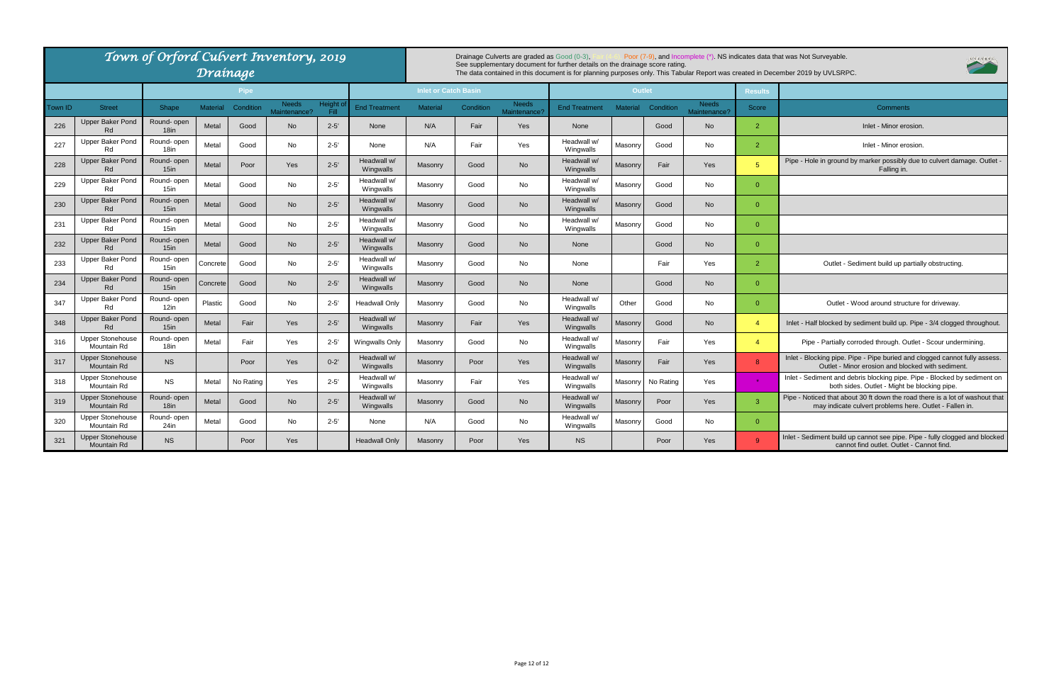# Town of Orford Culvert Inventory, 2019

## Drainage

Drainage Culverts are graded as Good (0-3), Fair (4-6), Poor (7-9), and Incomplete (*). NS indicates data that was Not Surveyable.
See supplementary document for further details on the drainage score rating.
The data contained in this document is for planning purposes only. This Tabular Report was created in December 2019 by UVLSRPC.

| | | Pipe | | | | | Inlet or Catch Basin | | | | Outlet | | | | Results | |
|---|---|---|---|---|---|---|---|---|---|---|---|---|---|---|---|---|
| Town ID | Street | Shape | Material | Condition | Needs Maintenance? | Height of Fill | End Treatment | Material | Condition | Needs Maintenance? | End Treatment | Material | Condition | Needs Maintenance? | Score | Comments |
| 226 | Upper Baker Pond Rd | Round- open 18in | Metal | Good | No | 2-5' | None | N/A | Fair | Yes | None | | Good | No | 2 | Inlet - Minor erosion. |
| 227 | Upper Baker Pond Rd | Round- open 18in | Metal | Good | No | 2-5' | None | N/A | Fair | Yes | Headwall w/ Wingwalls | Masonry | Good | No | 2 | Inlet - Minor erosion. |
| 228 | Upper Baker Pond Rd | Round- open 15in | Metal | Poor | Yes | 2-5' | Headwall w/ Wingwalls | Masonry | Good | No | Headwall w/ Wingwalls | Masonry | Fair | Yes | 5 | Pipe - Hole in ground by marker possibly due to culvert damage. Outlet - Falling in. |
| 229 | Upper Baker Pond Rd | Round- open 15in | Metal | Good | No | 2-5' | Headwall w/ Wingwalls | Masonry | Good | No | Headwall w/ Wingwalls | Masonry | Good | No | 0 | |
| 230 | Upper Baker Pond Rd | Round- open 15in | Metal | Good | No | 2-5' | Headwall w/ Wingwalls | Masonry | Good | No | Headwall w/ Wingwalls | Masonry | Good | No | 0 | |
| 231 | Upper Baker Pond Rd | Round- open 15in | Metal | Good | No | 2-5' | Headwall w/ Wingwalls | Masonry | Good | No | Headwall w/ Wingwalls | Masonry | Good | No | 0 | |
| 232 | Upper Baker Pond Rd | Round- open 15in | Metal | Good | No | 2-5' | Headwall w/ Wingwalls | Masonry | Good | No | None | | Good | No | 0 | |
| 233 | Upper Baker Pond Rd | Round- open 15in | Concrete | Good | No | 2-5' | Headwall w/ Wingwalls | Masonry | Good | No | None | | Fair | Yes | 2 | Outlet - Sediment build up partially obstructing. |
| 234 | Upper Baker Pond Rd | Round- open 15in | Concrete | Good | No | 2-5' | Headwall w/ Wingwalls | Masonry | Good | No | None | | Good | No | 0 | |
| 347 | Upper Baker Pond Rd | Round- open 12in | Plastic | Good | No | 2-5' | Headwall Only | Masonry | Good | No | Headwall w/ Wingwalls | Other | Good | No | 0 | Outlet - Wood around structure for driveway. |
| 348 | Upper Baker Pond Rd | Round- open 15in | Metal | Fair | Yes | 2-5' | Headwall w/ Wingwalls | Masonry | Fair | Yes | Headwall w/ Wingwalls | Masonry | Good | No | 4 | Inlet - Half blocked by sediment build up. Pipe - 3/4 clogged throughout. |
| 316 | Upper Stonehouse Mountain Rd | Round- open 18in | Metal | Fair | Yes | 2-5' | Wingwalls Only | Masonry | Good | No | Headwall w/ Wingwalls | Masonry | Fair | Yes | 4 | Pipe - Partially corroded through. Outlet - Scour undermining. |
| 317 | Upper Stonehouse Mountain Rd | NS | | Poor | Yes | 0-2' | Headwall w/ Wingwalls | Masonry | Poor | Yes | Headwall w/ Wingwalls | Masonry | Fair | Yes | 8 | Inlet - Blocking pipe. Pipe - Pipe buried and clogged cannot fully assess. Outlet - Minor erosion and blocked with sediment. |
| 318 | Upper Stonehouse Mountain Rd | NS | Metal | No Rating | Yes | 2-5' | Headwall w/ Wingwalls | Masonry | Fair | Yes | Headwall w/ Wingwalls | Masonry | No Rating | Yes | * | Inlet - Sediment and debris blocking pipe. Pipe - Blocked by sediment on both sides. Outlet - Might be blocking pipe. |
| 319 | Upper Stonehouse Mountain Rd | Round- open 18in | Metal | Good | No | 2-5' | Headwall w/ Wingwalls | Masonry | Good | No | Headwall w/ Wingwalls | Masonry | Poor | Yes | 3 | Pipe - Noticed that about 30 ft down the road there is a lot of washout that may indicate culvert problems here. Outlet - Fallen in. |
| 320 | Upper Stonehouse Mountain Rd | Round- open 24in | Metal | Good | No | 2-5' | None | N/A | Good | No | Headwall w/ Wingwalls | Masonry | Good | No | 0 | |
| 321 | Upper Stonehouse Mountain Rd | NS | | Poor | Yes | | Headwall Only | Masonry | Poor | Yes | NS | | Poor | Yes | 9 | Inlet - Sediment build up cannot see pipe. Pipe - fully clogged and blocked cannot find outlet. Outlet - Cannot find. |